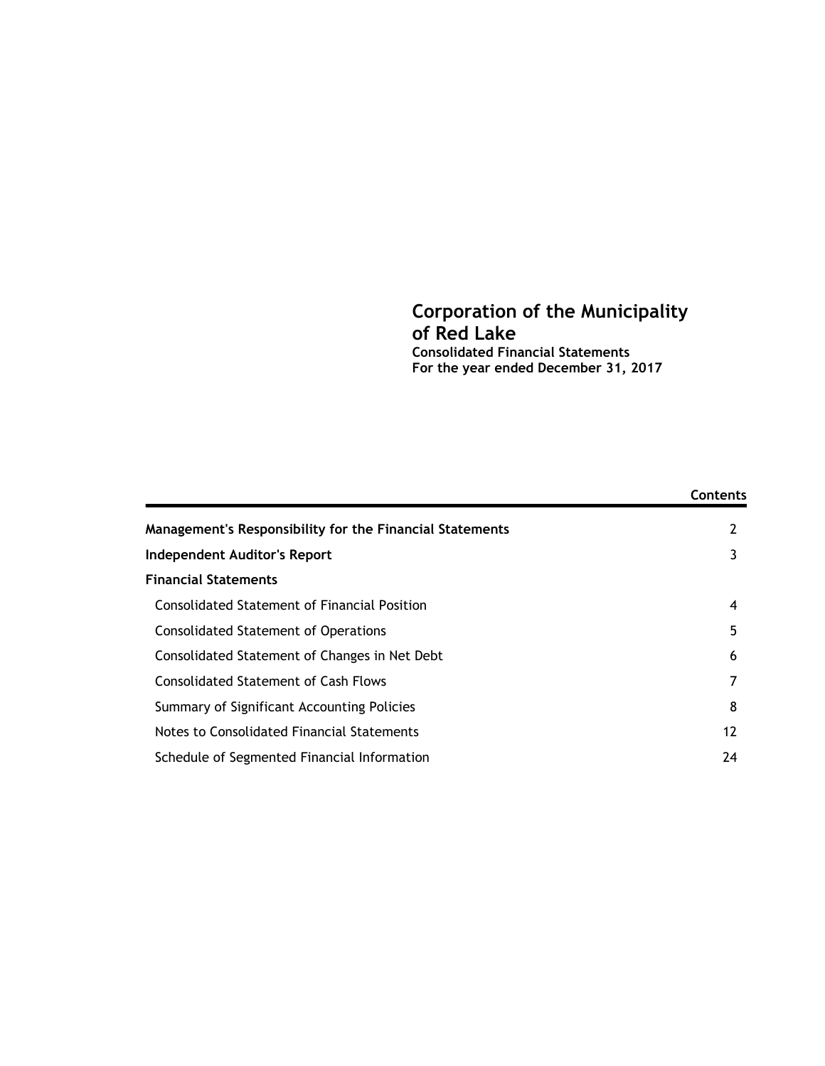# Corporation of the Municipality of Red Lake

**Consolidated Financial Statements**
**For the year ended December 31, 2017**

| | Contents |
|---|---|
| **Management's Responsibility for the Financial Statements** | 2 |
| **Independent Auditor's Report** | 3 |
| **Financial Statements** | |
| Consolidated Statement of Financial Position | 4 |
| Consolidated Statement of Operations | 5 |
| Consolidated Statement of Changes in Net Debt | 6 |
| Consolidated Statement of Cash Flows | 7 |
| Summary of Significant Accounting Policies | 8 |
| Notes to Consolidated Financial Statements | 12 |
| Schedule of Segmented Financial Information | 24 |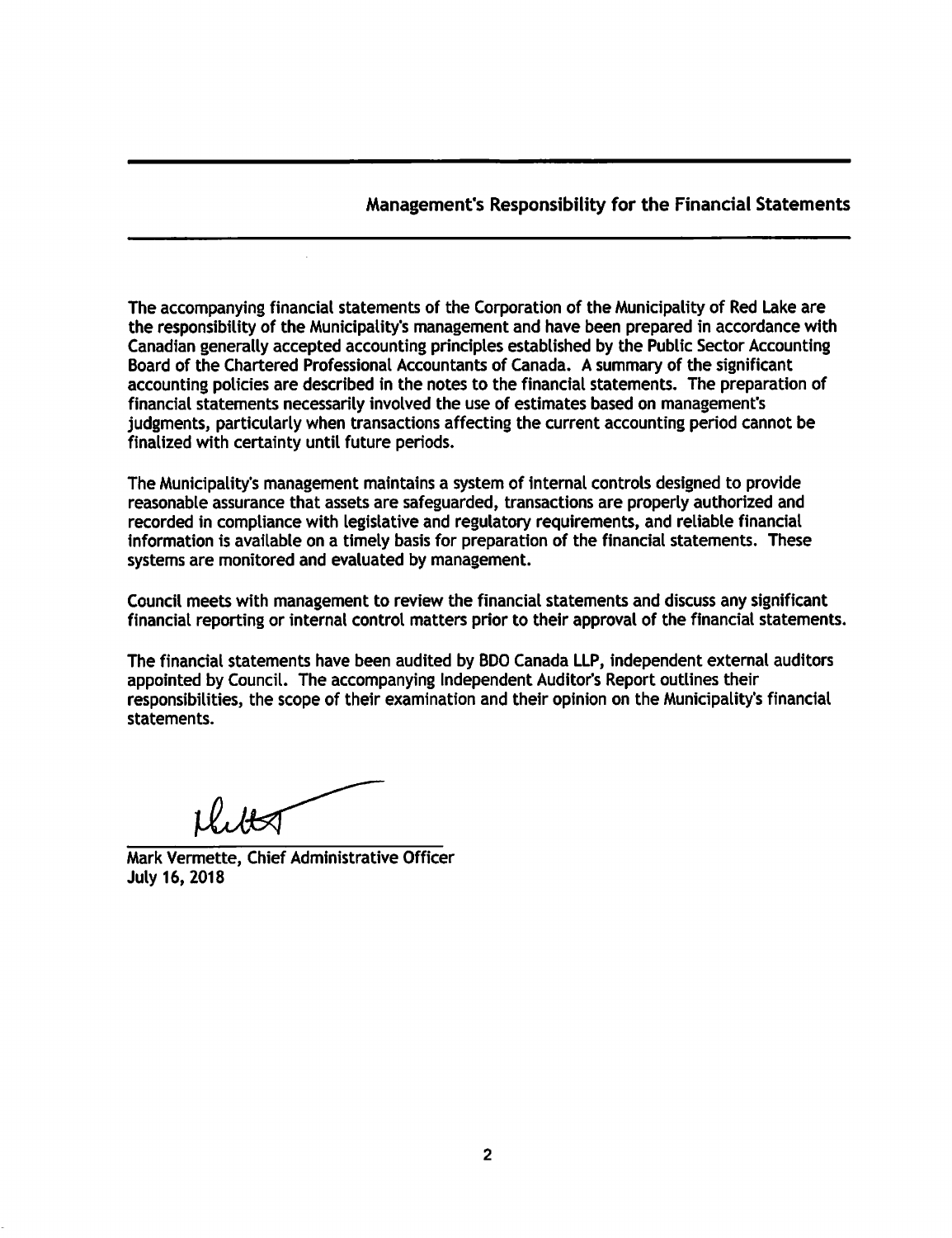## Management's Responsibility for the Financial Statements

The accompanying financial statements of the Corporation of the Municipality of Red Lake are the responsibility of the Municipality's management and have been prepared in accordance with Canadian generally accepted accounting principles established by the Public Sector Accounting Board of the Chartered Professional Accountants of Canada. A summary of the significant accounting policies are described in the notes to the financial statements. The preparation of financial statements necessarily involved the use of estimates based on management's judgments, particularly when transactions affecting the current accounting period cannot be finalized with certainty until future periods.

The Municipality's management maintains a system of internal controls designed to provide reasonable assurance that assets are safeguarded, transactions are properly authorized and recorded in compliance with legislative and regulatory requirements, and reliable financial information is available on a timely basis for preparation of the financial statements. These systems are monitored and evaluated by management.

Council meets with management to review the financial statements and discuss any significant financial reporting or internal control matters prior to their approval of the financial statements.

The financial statements have been audited by BDO Canada LLP, independent external auditors appointed by Council. The accompanying Independent Auditor's Report outlines their responsibilities, the scope of their examination and their opinion on the Municipality's financial statements.

Mark Vermette, Chief Administrative Officer
July 16, 2018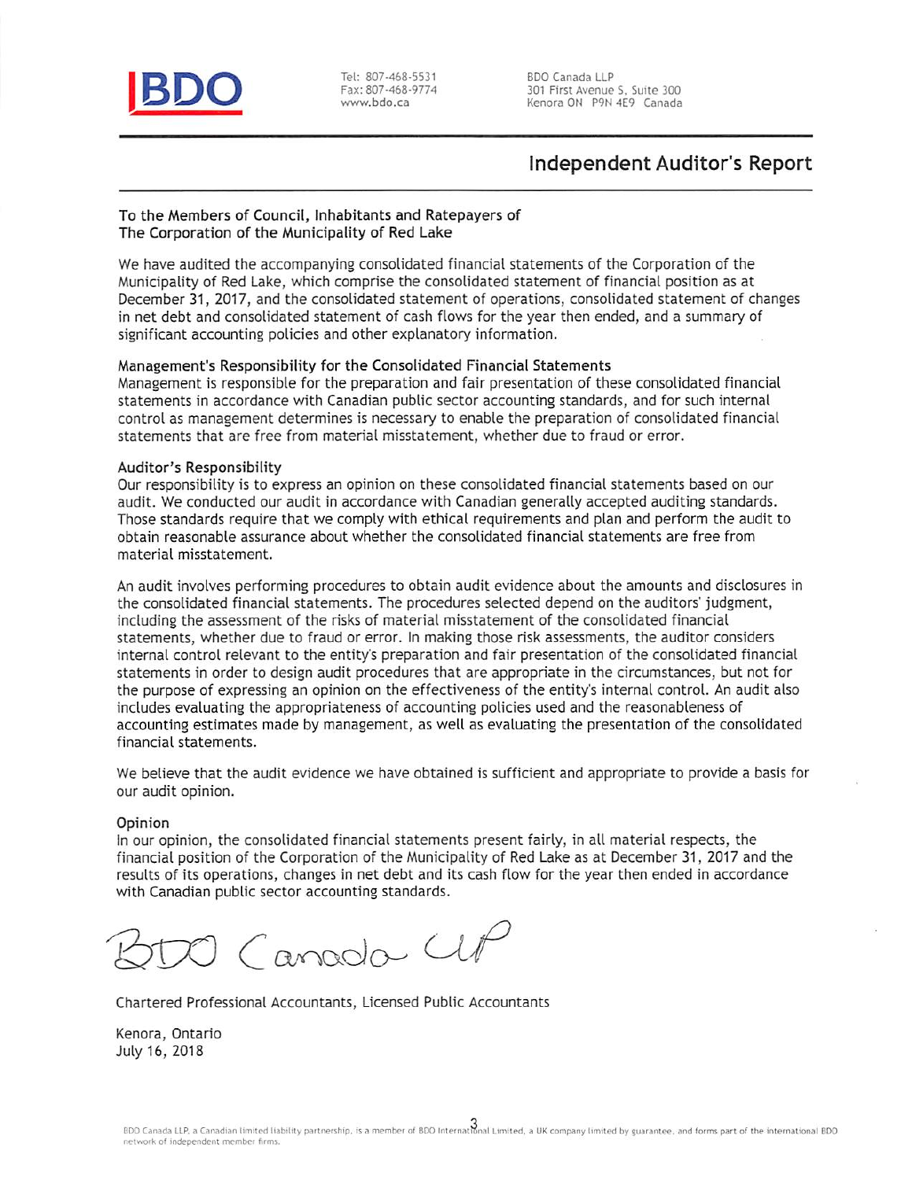Tel: 807-468-5531
Fax: 807-468-9774
www.bdo.ca

BDO Canada LLP
301 First Avenue S, Suite 300
Kenora ON P9N 4E9 Canada

# Independent Auditor's Report

To the Members of Council, Inhabitants and Ratepayers of
The Corporation of the Municipality of Red Lake

We have audited the accompanying consolidated financial statements of the Corporation of the Municipality of Red Lake, which comprise the consolidated statement of financial position as at December 31, 2017, and the consolidated statement of operations, consolidated statement of changes in net debt and consolidated statement of cash flows for the year then ended, and a summary of significant accounting policies and other explanatory information.

### Management's Responsibility for the Consolidated Financial Statements

Management is responsible for the preparation and fair presentation of these consolidated financial statements in accordance with Canadian public sector accounting standards, and for such internal control as management determines is necessary to enable the preparation of consolidated financial statements that are free from material misstatement, whether due to fraud or error.

### Auditor's Responsibility

Our responsibility is to express an opinion on these consolidated financial statements based on our audit. We conducted our audit in accordance with Canadian generally accepted auditing standards. Those standards require that we comply with ethical requirements and plan and perform the audit to obtain reasonable assurance about whether the consolidated financial statements are free from material misstatement.

An audit involves performing procedures to obtain audit evidence about the amounts and disclosures in the consolidated financial statements. The procedures selected depend on the auditors' judgment, including the assessment of the risks of material misstatement of the consolidated financial statements, whether due to fraud or error. In making those risk assessments, the auditor considers internal control relevant to the entity's preparation and fair presentation of the consolidated financial statements in order to design audit procedures that are appropriate in the circumstances, but not for the purpose of expressing an opinion on the effectiveness of the entity's internal control. An audit also includes evaluating the appropriateness of accounting policies used and the reasonableness of accounting estimates made by management, as well as evaluating the presentation of the consolidated financial statements.

We believe that the audit evidence we have obtained is sufficient and appropriate to provide a basis for our audit opinion.

### Opinion

In our opinion, the consolidated financial statements present fairly, in all material respects, the financial position of the Corporation of the Municipality of Red Lake as at December 31, 2017 and the results of its operations, changes in net debt and its cash flow for the year then ended in accordance with Canadian public sector accounting standards.

BDO Canada LLP

Chartered Professional Accountants, Licensed Public Accountants

Kenora, Ontario
July 16, 2018

BDO Canada LLP, a Canadian limited liability partnership, is a member of BDO International Limited, a UK company limited by guarantee, and forms part of the international BDO network of independent member firms.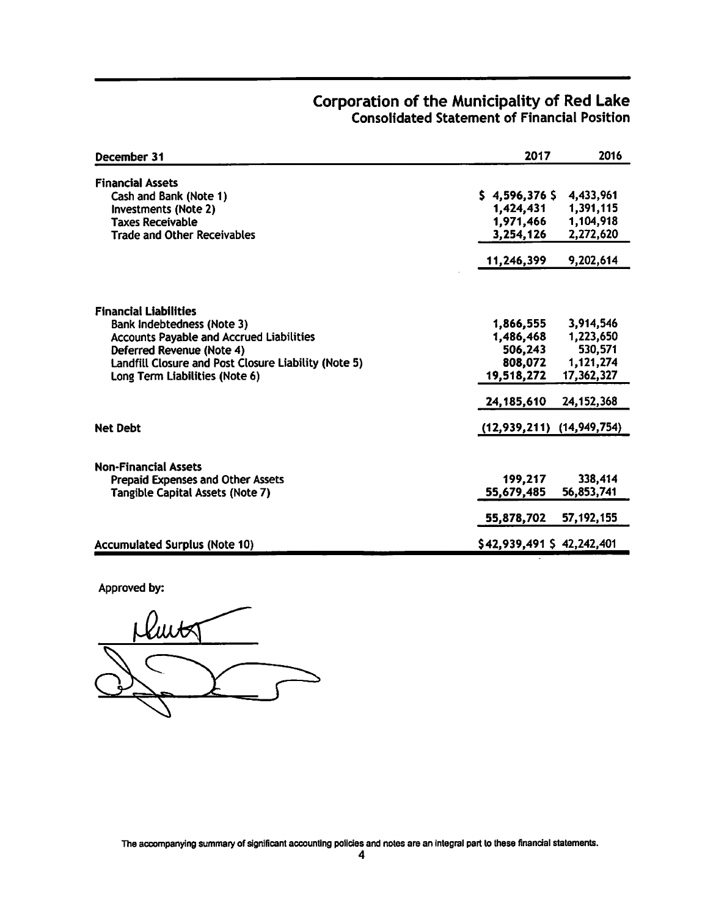# Corporation of the Municipality of Red Lake

## Consolidated Statement of Financial Position

| December 31 | 2017 | 2016 |
|---|---|---|
| **Financial Assets** | | |
| Cash and Bank (Note 1) | $ 4,596,376 | $ 4,433,961 |
| Investments (Note 2) | 1,424,431 | 1,391,115 |
| Taxes Receivable | 1,971,466 | 1,104,918 |
| Trade and Other Receivables | 3,254,126 | 2,272,620 |
| | 11,246,399 | 9,202,614 |
| **Financial Liabilities** | | |
| Bank Indebtedness (Note 3) | 1,866,555 | 3,914,546 |
| Accounts Payable and Accrued Liabilities | 1,486,468 | 1,223,650 |
| Deferred Revenue (Note 4) | 506,243 | 530,571 |
| Landfill Closure and Post Closure Liability (Note 5) | 808,072 | 1,121,274 |
| Long Term Liabilities (Note 6) | 19,518,272 | 17,362,327 |
| | 24,185,610 | 24,152,368 |
| **Net Debt** | (12,939,211) | (14,949,754) |
| **Non-Financial Assets** | | |
| Prepaid Expenses and Other Assets | 199,217 | 338,414 |
| Tangible Capital Assets (Note 7) | 55,679,485 | 56,853,741 |
| | 55,878,702 | 57,192,155 |
| **Accumulated Surplus (Note 10)** | $42,939,491 | $ 42,242,401 |

Approved by:

The accompanying summary of significant accounting policies and notes are an integral part to these financial statements.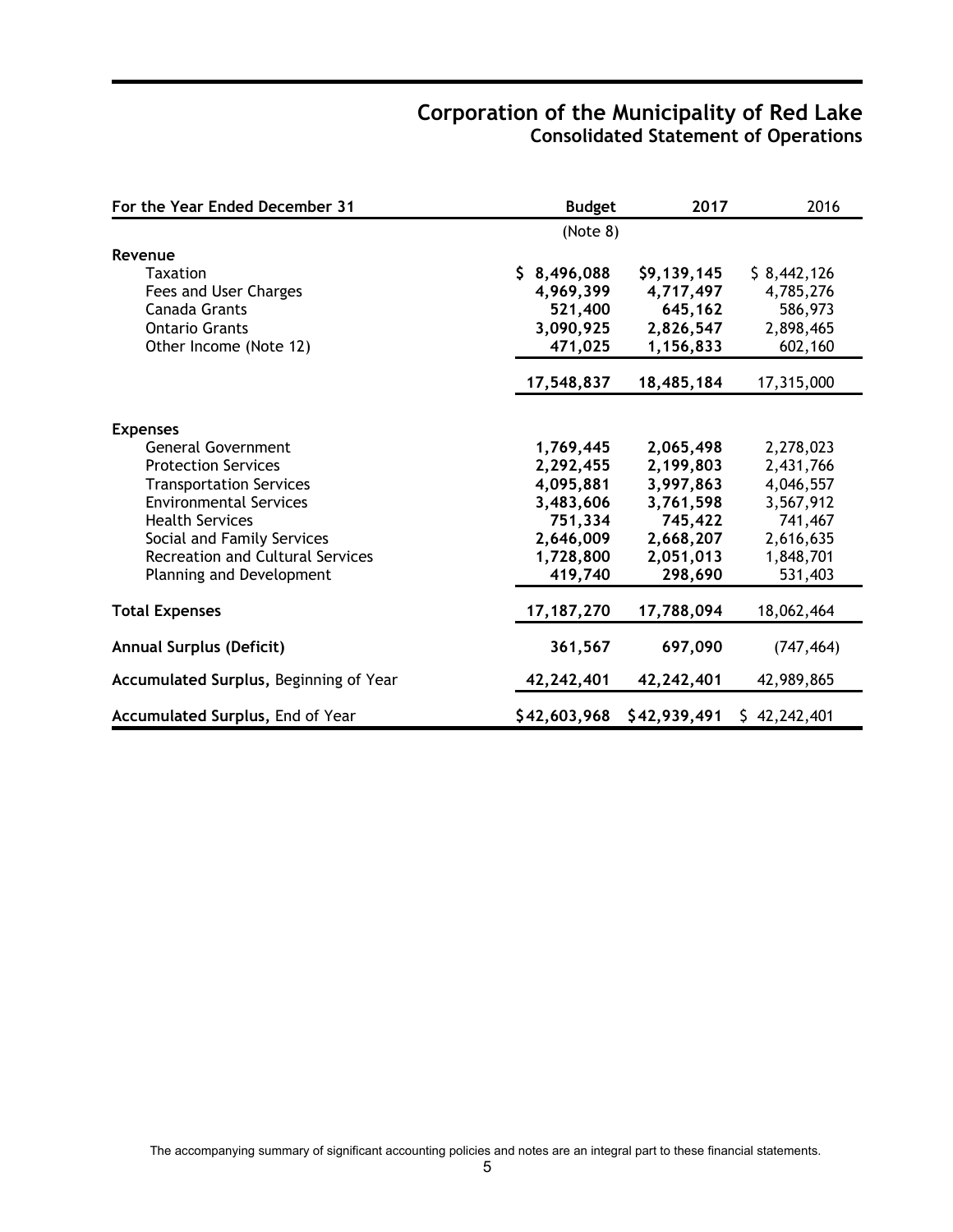# Corporation of the Municipality of Red Lake

## Consolidated Statement of Operations

| For the Year Ended December 31 | Budget | 2017 | 2016 |
|---|---|---|---|
| | (Note 8) | | |
| **Revenue** | | | |
| Taxation | **$ 8,496,088** | **$9,139,145** | $ 8,442,126 |
| Fees and User Charges | **4,969,399** | **4,717,497** | 4,785,276 |
| Canada Grants | **521,400** | **645,162** | 586,973 |
| Ontario Grants | **3,090,925** | **2,826,547** | 2,898,465 |
| Other Income (Note 12) | **471,025** | **1,156,833** | 602,160 |
| | **17,548,837** | **18,485,184** | 17,315,000 |
| **Expenses** | | | |
| General Government | **1,769,445** | **2,065,498** | 2,278,023 |
| Protection Services | **2,292,455** | **2,199,803** | 2,431,766 |
| Transportation Services | **4,095,881** | **3,997,863** | 4,046,557 |
| Environmental Services | **3,483,606** | **3,761,598** | 3,567,912 |
| Health Services | **751,334** | **745,422** | 741,467 |
| Social and Family Services | **2,646,009** | **2,668,207** | 2,616,635 |
| Recreation and Cultural Services | **1,728,800** | **2,051,013** | 1,848,701 |
| Planning and Development | **419,740** | **298,690** | 531,403 |
| **Total Expenses** | **17,187,270** | **17,788,094** | 18,062,464 |
| **Annual Surplus (Deficit)** | **361,567** | **697,090** | (747,464) |
| **Accumulated Surplus,** Beginning of Year | **42,242,401** | **42,242,401** | 42,989,865 |
| **Accumulated Surplus,** End of Year | **$42,603,968** | **$42,939,491** | $ 42,242,401 |

The accompanying summary of significant accounting policies and notes are an integral part to these financial statements.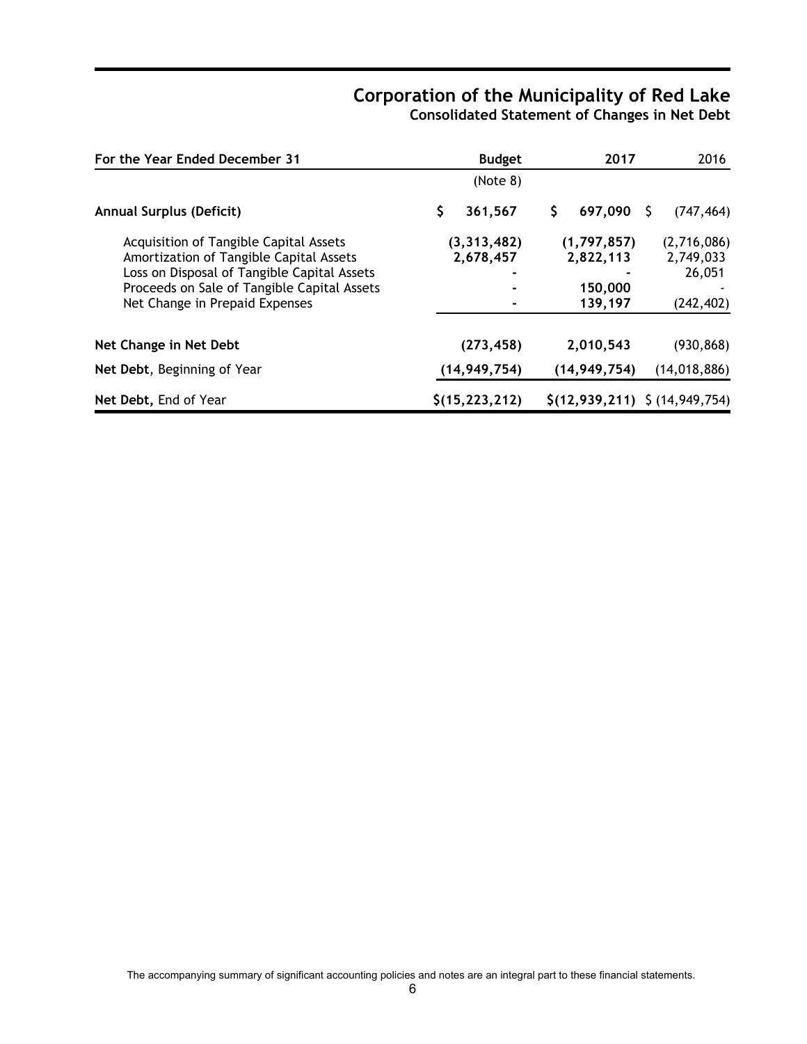# Corporation of the Municipality of Red Lake

## Consolidated Statement of Changes in Net Debt

| For the Year Ended December 31 | Budget | 2017 | 2016 |
|---|---|---|---|
| | (Note 8) | | |
| **Annual Surplus (Deficit)** | $ 361,567 | $ 697,090 | $ (747,464) |
| Acquisition of Tangible Capital Assets | (3,313,482) | (1,797,857) | (2,716,086) |
| Amortization of Tangible Capital Assets | 2,678,457 | 2,822,113 | 2,749,033 |
| Loss on Disposal of Tangible Capital Assets | - | - | 26,051 |
| Proceeds on Sale of Tangible Capital Assets | - | 150,000 | - |
| Net Change in Prepaid Expenses | - | 139,197 | (242,402) |
| **Net Change in Net Debt** | (273,458) | 2,010,543 | (930,868) |
| **Net Debt**, Beginning of Year | (14,949,754) | (14,949,754) | (14,018,886) |
| **Net Debt,** End of Year | $(15,223,212) | $(12,939,211) | $ (14,949,754) |

The accompanying summary of significant accounting policies and notes are an integral part to these financial statements.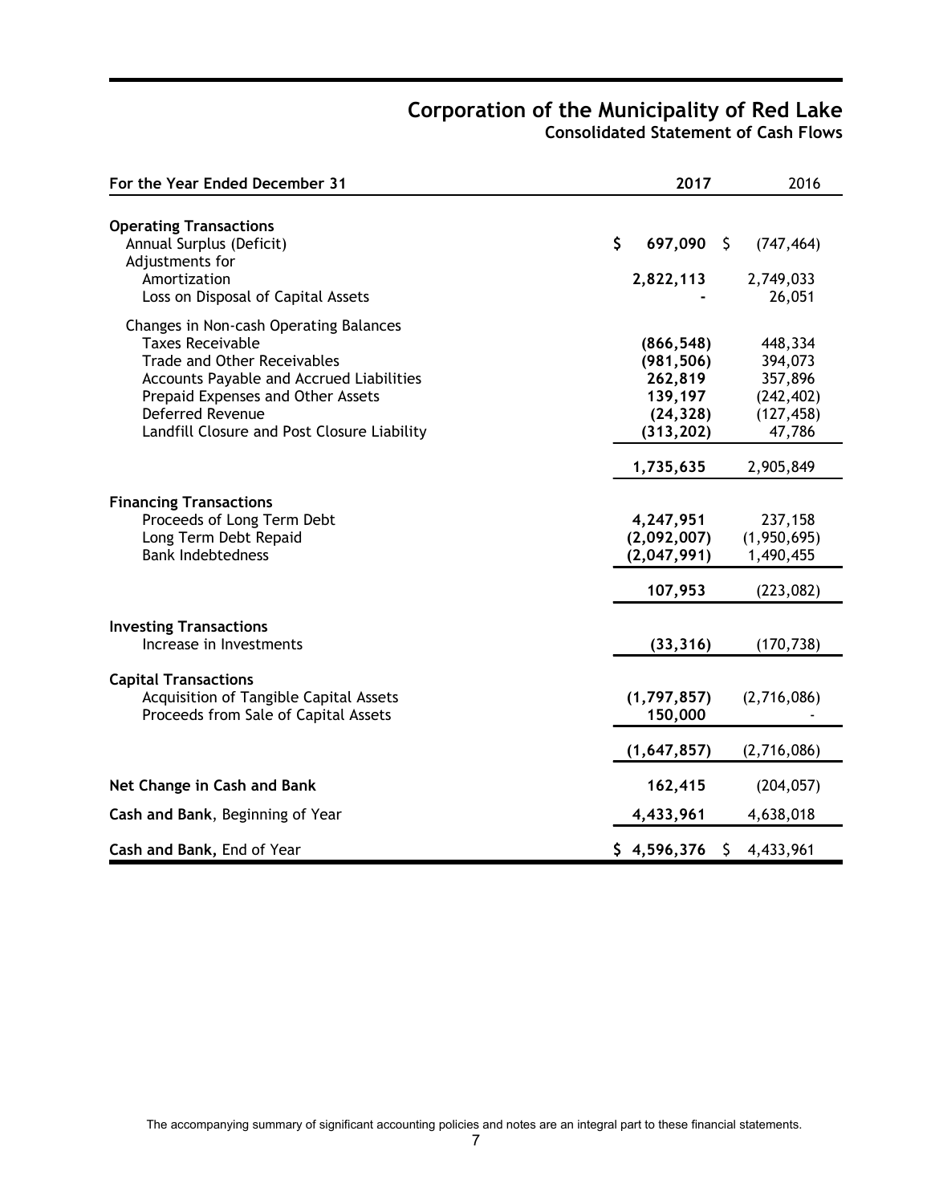# Corporation of the Municipality of Red Lake

## Consolidated Statement of Cash Flows

| For the Year Ended December 31 | 2017 | 2016 |
|---|---|---|
| **Operating Transactions** | | |
| Annual Surplus (Deficit) | **$ 697,090** | $ (747,464) |
| Adjustments for | | |
| Amortization | **2,822,113** | 2,749,033 |
| Loss on Disposal of Capital Assets | **-** | 26,051 |
| Changes in Non-cash Operating Balances | | |
| Taxes Receivable | **(866,548)** | 448,334 |
| Trade and Other Receivables | **(981,506)** | 394,073 |
| Accounts Payable and Accrued Liabilities | **262,819** | 357,896 |
| Prepaid Expenses and Other Assets | **139,197** | (242,402) |
| Deferred Revenue | **(24,328)** | (127,458) |
| Landfill Closure and Post Closure Liability | **(313,202)** | 47,786 |
| | **1,735,635** | 2,905,849 |
| **Financing Transactions** | | |
| Proceeds of Long Term Debt | **4,247,951** | 237,158 |
| Long Term Debt Repaid | **(2,092,007)** | (1,950,695) |
| Bank Indebtedness | **(2,047,991)** | 1,490,455 |
| | **107,953** | (223,082) |
| **Investing Transactions** | | |
| Increase in Investments | **(33,316)** | (170,738) |
| **Capital Transactions** | | |
| Acquisition of Tangible Capital Assets | **(1,797,857)** | (2,716,086) |
| Proceeds from Sale of Capital Assets | **150,000** | - |
| | **(1,647,857)** | (2,716,086) |
| **Net Change in Cash and Bank** | **162,415** | (204,057) |
| **Cash and Bank**, Beginning of Year | **4,433,961** | 4,638,018 |
| **Cash and Bank,** End of Year | **$ 4,596,376** | $ 4,433,961 |

The accompanying summary of significant accounting policies and notes are an integral part to these financial statements.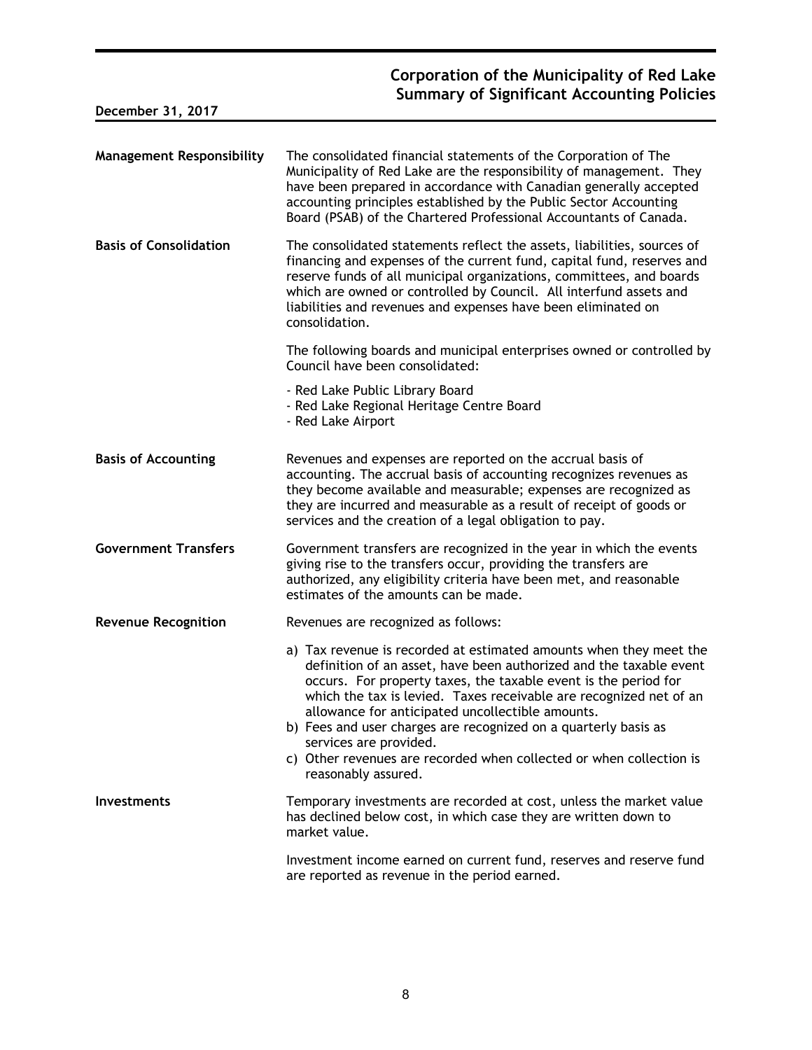# Corporation of the Municipality of Red Lake
## Summary of Significant Accounting Policies

**December 31, 2017**

**Management Responsibility**

The consolidated financial statements of the Corporation of The Municipality of Red Lake are the responsibility of management. They have been prepared in accordance with Canadian generally accepted accounting principles established by the Public Sector Accounting Board (PSAB) of the Chartered Professional Accountants of Canada.

**Basis of Consolidation**

The consolidated statements reflect the assets, liabilities, sources of financing and expenses of the current fund, capital fund, reserves and reserve funds of all municipal organizations, committees, and boards which are owned or controlled by Council. All interfund assets and liabilities and revenues and expenses have been eliminated on consolidation.

The following boards and municipal enterprises owned or controlled by Council have been consolidated:

- Red Lake Public Library Board
- Red Lake Regional Heritage Centre Board
- Red Lake Airport

**Basis of Accounting**

Revenues and expenses are reported on the accrual basis of accounting. The accrual basis of accounting recognizes revenues as they become available and measurable; expenses are recognized as they are incurred and measurable as a result of receipt of goods or services and the creation of a legal obligation to pay.

**Government Transfers**

Government transfers are recognized in the year in which the events giving rise to the transfers occur, providing the transfers are authorized, any eligibility criteria have been met, and reasonable estimates of the amounts can be made.

**Revenue Recognition**

Revenues are recognized as follows:

a) Tax revenue is recorded at estimated amounts when they meet the definition of an asset, have been authorized and the taxable event occurs. For property taxes, the taxable event is the period for which the tax is levied. Taxes receivable are recognized net of an allowance for anticipated uncollectible amounts.
b) Fees and user charges are recognized on a quarterly basis as services are provided.
c) Other revenues are recorded when collected or when collection is reasonably assured.

**Investments**

Temporary investments are recorded at cost, unless the market value has declined below cost, in which case they are written down to market value.

Investment income earned on current fund, reserves and reserve fund are reported as revenue in the period earned.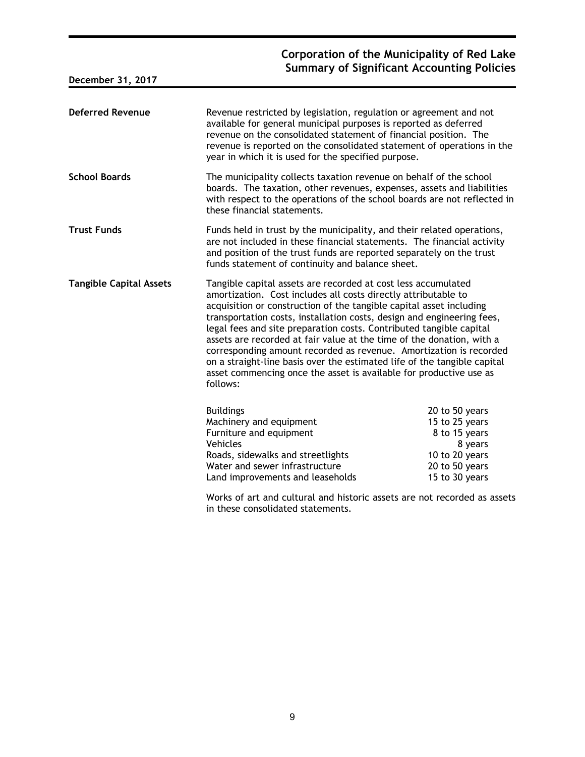**Deferred Revenue**

Revenue restricted by legislation, regulation or agreement and not available for general municipal purposes is reported as deferred revenue on the consolidated statement of financial position. The revenue is reported on the consolidated statement of operations in the year in which it is used for the specified purpose.

**School Boards**

The municipality collects taxation revenue on behalf of the school boards. The taxation, other revenues, expenses, assets and liabilities with respect to the operations of the school boards are not reflected in these financial statements.

**Trust Funds**

Funds held in trust by the municipality, and their related operations, are not included in these financial statements. The financial activity and position of the trust funds are reported separately on the trust funds statement of continuity and balance sheet.

**Tangible Capital Assets**

Tangible capital assets are recorded at cost less accumulated amortization. Cost includes all costs directly attributable to acquisition or construction of the tangible capital asset including transportation costs, installation costs, design and engineering fees, legal fees and site preparation costs. Contributed tangible capital assets are recorded at fair value at the time of the donation, with a corresponding amount recorded as revenue. Amortization is recorded on a straight-line basis over the estimated life of the tangible capital asset commencing once the asset is available for productive use as follows:

| | |
|---|---|
| Buildings | 20 to 50 years |
| Machinery and equipment | 15 to 25 years |
| Furniture and equipment | 8 to 15 years |
| Vehicles | 8 years |
| Roads, sidewalks and streetlights | 10 to 20 years |
| Water and sewer infrastructure | 20 to 50 years |
| Land improvements and leaseholds | 15 to 30 years |

Works of art and cultural and historic assets are not recorded as assets in these consolidated statements.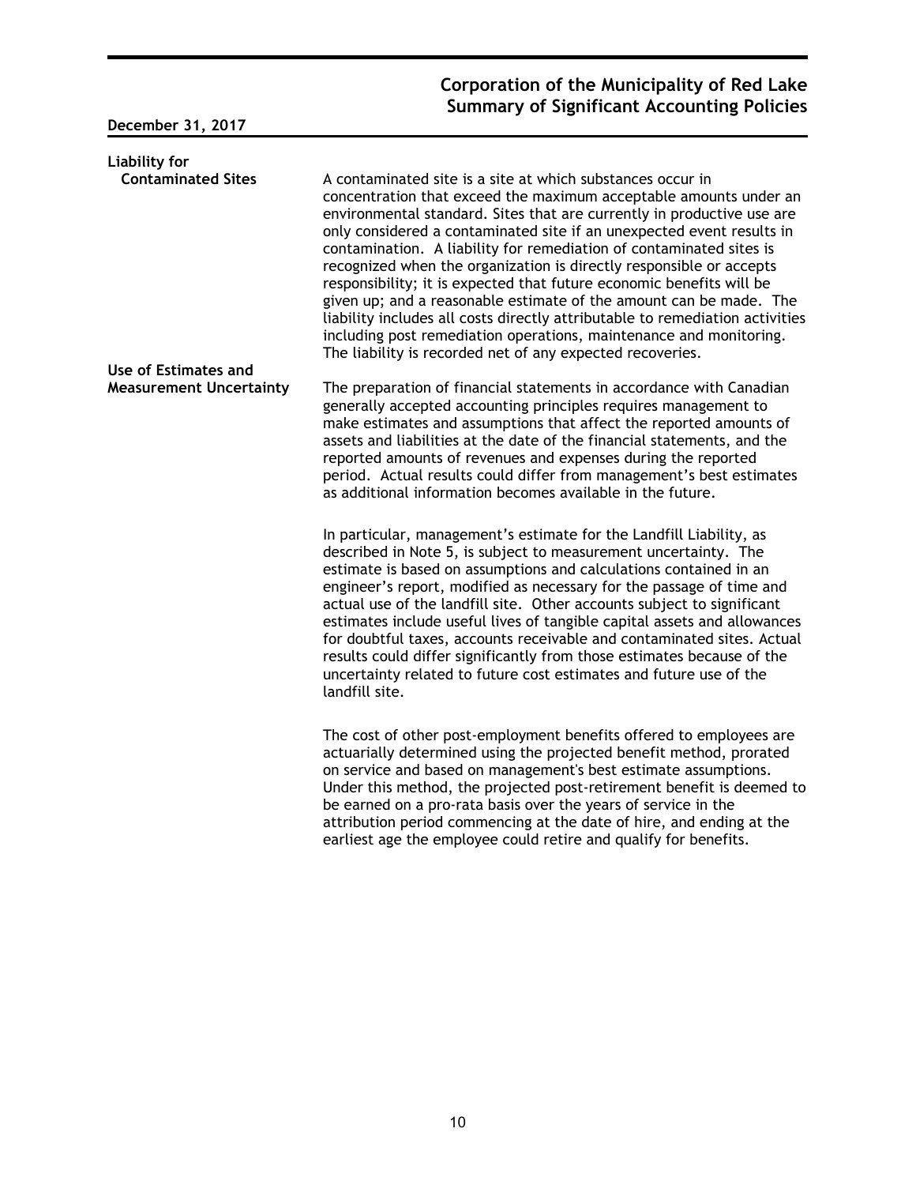**Liability for Contaminated Sites**

A contaminated site is a site at which substances occur in concentration that exceed the maximum acceptable amounts under an environmental standard. Sites that are currently in productive use are only considered a contaminated site if an unexpected event results in contamination. A liability for remediation of contaminated sites is recognized when the organization is directly responsible or accepts responsibility; it is expected that future economic benefits will be given up; and a reasonable estimate of the amount can be made. The liability includes all costs directly attributable to remediation activities including post remediation operations, maintenance and monitoring. The liability is recorded net of any expected recoveries.

**Use of Estimates and Measurement Uncertainty**

The preparation of financial statements in accordance with Canadian generally accepted accounting principles requires management to make estimates and assumptions that affect the reported amounts of assets and liabilities at the date of the financial statements, and the reported amounts of revenues and expenses during the reported period. Actual results could differ from management's best estimates as additional information becomes available in the future.

In particular, management's estimate for the Landfill Liability, as described in Note 5, is subject to measurement uncertainty. The estimate is based on assumptions and calculations contained in an engineer's report, modified as necessary for the passage of time and actual use of the landfill site. Other accounts subject to significant estimates include useful lives of tangible capital assets and allowances for doubtful taxes, accounts receivable and contaminated sites. Actual results could differ significantly from those estimates because of the uncertainty related to future cost estimates and future use of the landfill site.

The cost of other post-employment benefits offered to employees are actuarially determined using the projected benefit method, prorated on service and based on management's best estimate assumptions. Under this method, the projected post-retirement benefit is deemed to be earned on a pro-rata basis over the years of service in the attribution period commencing at the date of hire, and ending at the earliest age the employee could retire and qualify for benefits.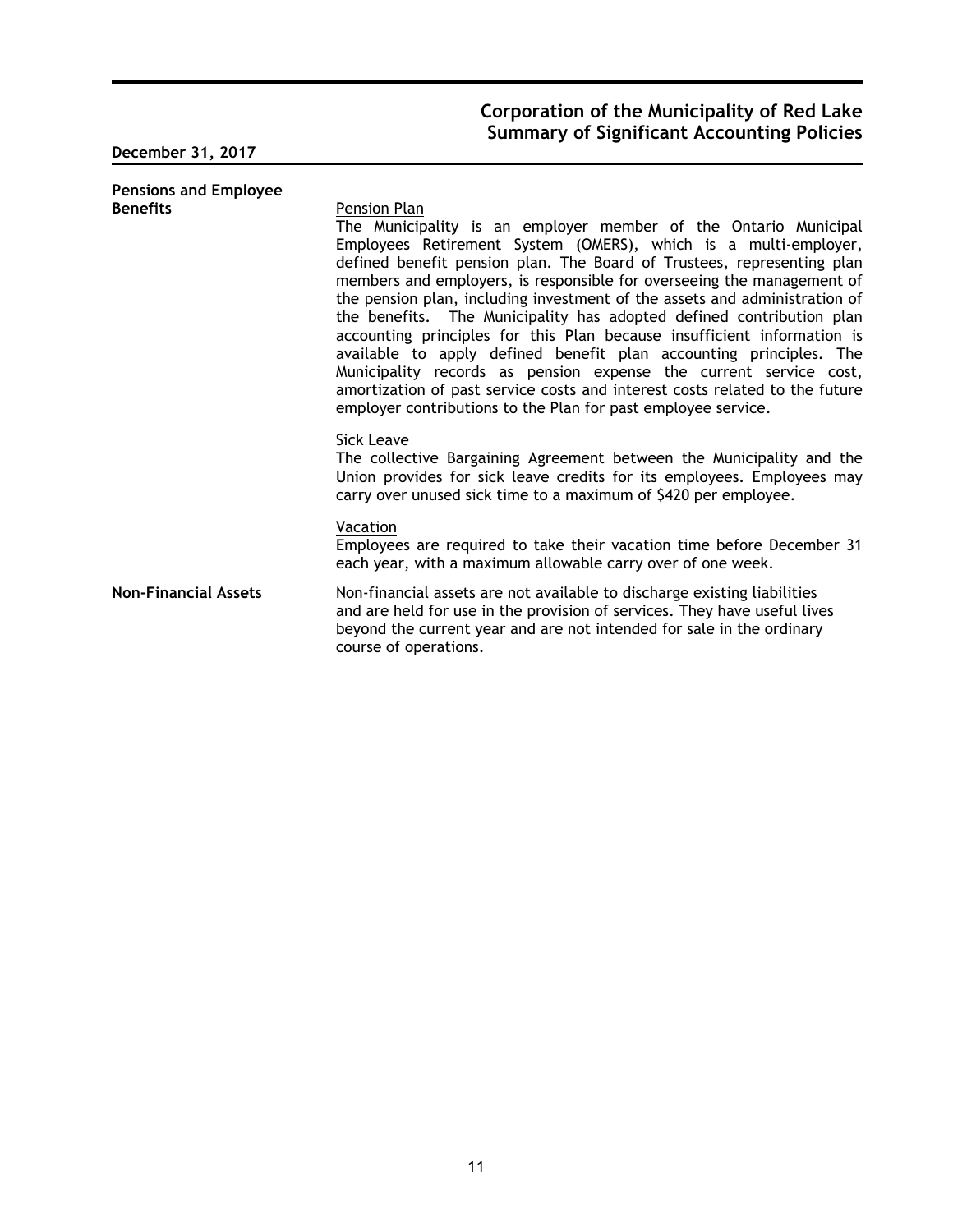# Corporation of the Municipality of Red Lake
## Summary of Significant Accounting Policies

**December 31, 2017**

**Pensions and Employee Benefits**

Pension Plan

The Municipality is an employer member of the Ontario Municipal Employees Retirement System (OMERS), which is a multi-employer, defined benefit pension plan. The Board of Trustees, representing plan members and employers, is responsible for overseeing the management of the pension plan, including investment of the assets and administration of the benefits. The Municipality has adopted defined contribution plan accounting principles for this Plan because insufficient information is available to apply defined benefit plan accounting principles. The Municipality records as pension expense the current service cost, amortization of past service costs and interest costs related to the future employer contributions to the Plan for past employee service.

Sick Leave

The collective Bargaining Agreement between the Municipality and the Union provides for sick leave credits for its employees. Employees may carry over unused sick time to a maximum of $420 per employee.

Vacation

Employees are required to take their vacation time before December 31 each year, with a maximum allowable carry over of one week.

**Non-Financial Assets**

Non-financial assets are not available to discharge existing liabilities and are held for use in the provision of services. They have useful lives beyond the current year and are not intended for sale in the ordinary course of operations.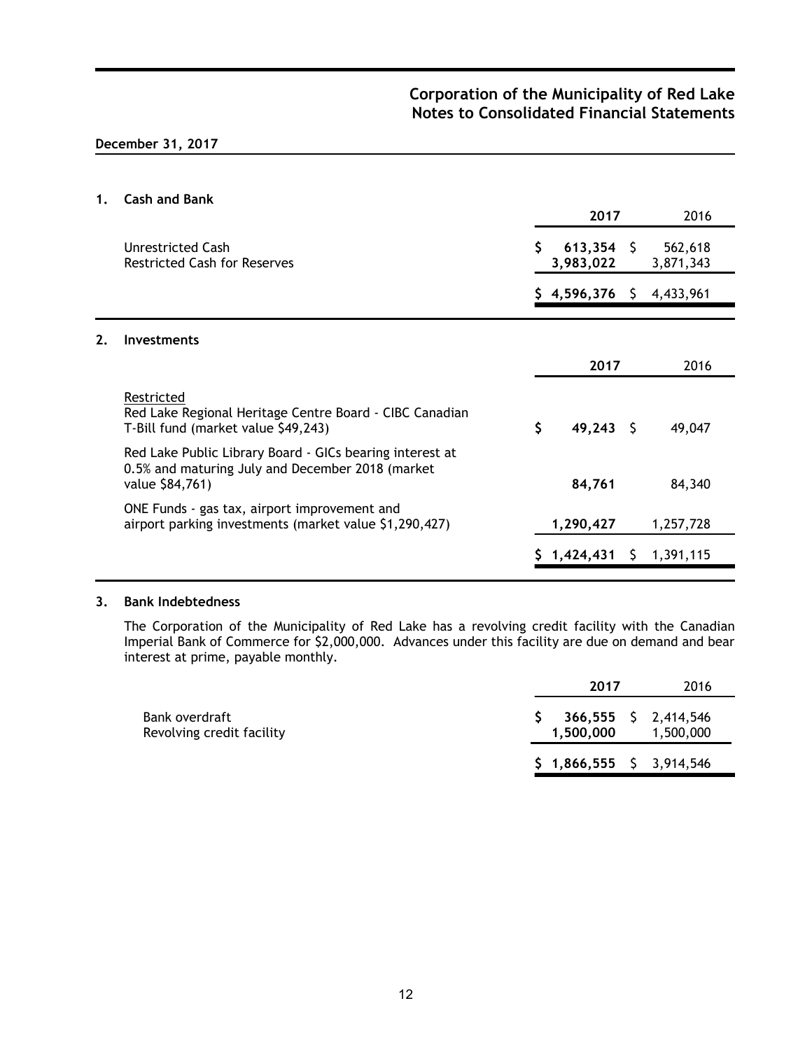# Corporation of the Municipality of Red Lake
# Notes to Consolidated Financial Statements

**December 31, 2017**

## 1. Cash and Bank

| | **2017** | 2016 |
|---|---|---|
| Unrestricted Cash | **$ 613,354** | $ 562,618 |
| Restricted Cash for Reserves | **3,983,022** | 3,871,343 |
| | **$ 4,596,376** | $ 4,433,961 |

## 2. Investments

| | **2017** | 2016 |
|---|---|---|
| Restricted<br>Red Lake Regional Heritage Centre Board - CIBC Canadian T-Bill fund (market value $49,243) | **$ 49,243** | $ 49,047 |
| Red Lake Public Library Board - GICs bearing interest at 0.5% and maturing July and December 2018 (market value $84,761) | **84,761** | 84,340 |
| ONE Funds - gas tax, airport improvement and airport parking investments (market value $1,290,427) | **1,290,427** | 1,257,728 |
| | **$ 1,424,431** | $ 1,391,115 |

## 3. Bank Indebtedness

The Corporation of the Municipality of Red Lake has a revolving credit facility with the Canadian Imperial Bank of Commerce for $2,000,000. Advances under this facility are due on demand and bear interest at prime, payable monthly.

| | **2017** | 2016 |
|---|---|---|
| Bank overdraft | **$ 366,555** | $ 2,414,546 |
| Revolving credit facility | **1,500,000** | 1,500,000 |
| | **$ 1,866,555** | $ 3,914,546 |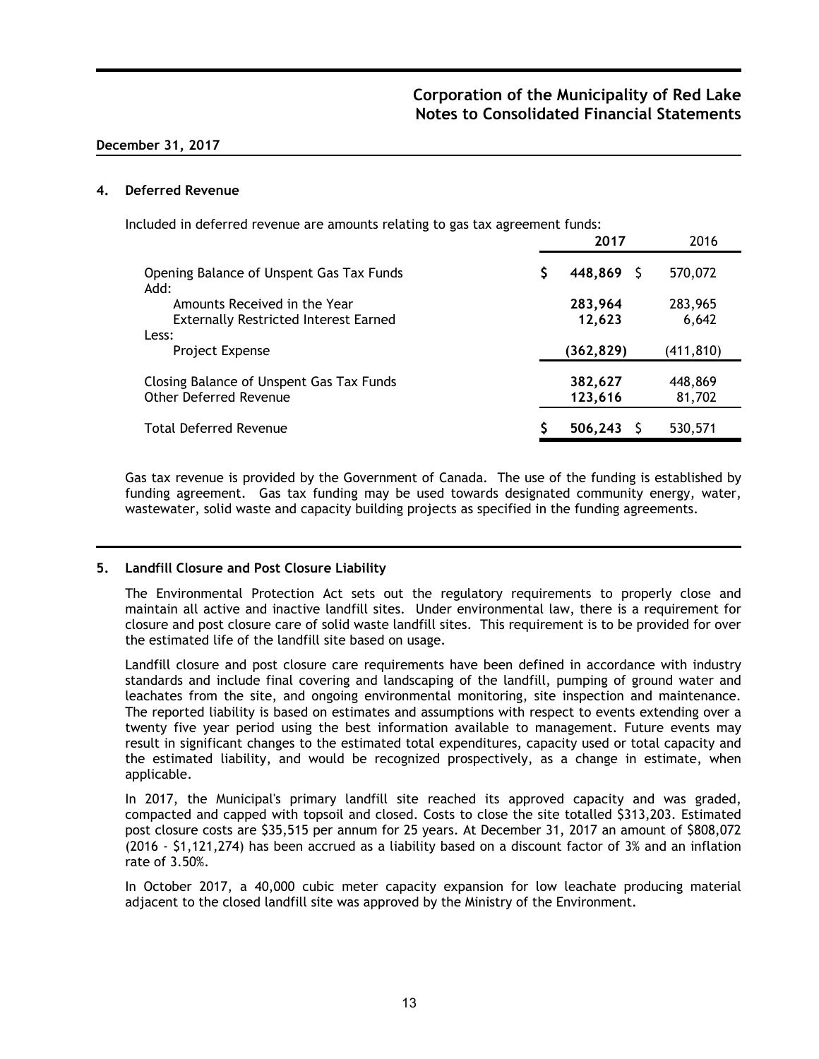**Corporation of the Municipality of Red Lake**
**Notes to Consolidated Financial Statements**

**December 31, 2017**

## 4. Deferred Revenue

Included in deferred revenue are amounts relating to gas tax agreement funds:

| | 2017 | 2016 |
|---|---|---|
| Opening Balance of Unspent Gas Tax Funds | **$ 448,869** | $ 570,072 |
| Add: | | |
| Amounts Received in the Year | **283,964** | 283,965 |
| Externally Restricted Interest Earned | **12,623** | 6,642 |
| Less: | | |
| Project Expense | **(362,829)** | (411,810) |
| Closing Balance of Unspent Gas Tax Funds | **382,627** | 448,869 |
| Other Deferred Revenue | **123,616** | 81,702 |
| Total Deferred Revenue | **$ 506,243** | $ 530,571 |

Gas tax revenue is provided by the Government of Canada. The use of the funding is established by funding agreement. Gas tax funding may be used towards designated community energy, water, wastewater, solid waste and capacity building projects as specified in the funding agreements.

## 5. Landfill Closure and Post Closure Liability

The Environmental Protection Act sets out the regulatory requirements to properly close and maintain all active and inactive landfill sites. Under environmental law, there is a requirement for closure and post closure care of solid waste landfill sites. This requirement is to be provided for over the estimated life of the landfill site based on usage.

Landfill closure and post closure care requirements have been defined in accordance with industry standards and include final covering and landscaping of the landfill, pumping of ground water and leachates from the site, and ongoing environmental monitoring, site inspection and maintenance. The reported liability is based on estimates and assumptions with respect to events extending over a twenty five year period using the best information available to management. Future events may result in significant changes to the estimated total expenditures, capacity used or total capacity and the estimated liability, and would be recognized prospectively, as a change in estimate, when applicable.

In 2017, the Municipal's primary landfill site reached its approved capacity and was graded, compacted and capped with topsoil and closed. Costs to close the site totalled $313,203. Estimated post closure costs are $35,515 per annum for 25 years. At December 31, 2017 an amount of $808,072 (2016 - $1,121,274) has been accrued as a liability based on a discount factor of 3% and an inflation rate of 3.50%.

In October 2017, a 40,000 cubic meter capacity expansion for low leachate producing material adjacent to the closed landfill site was approved by the Ministry of the Environment.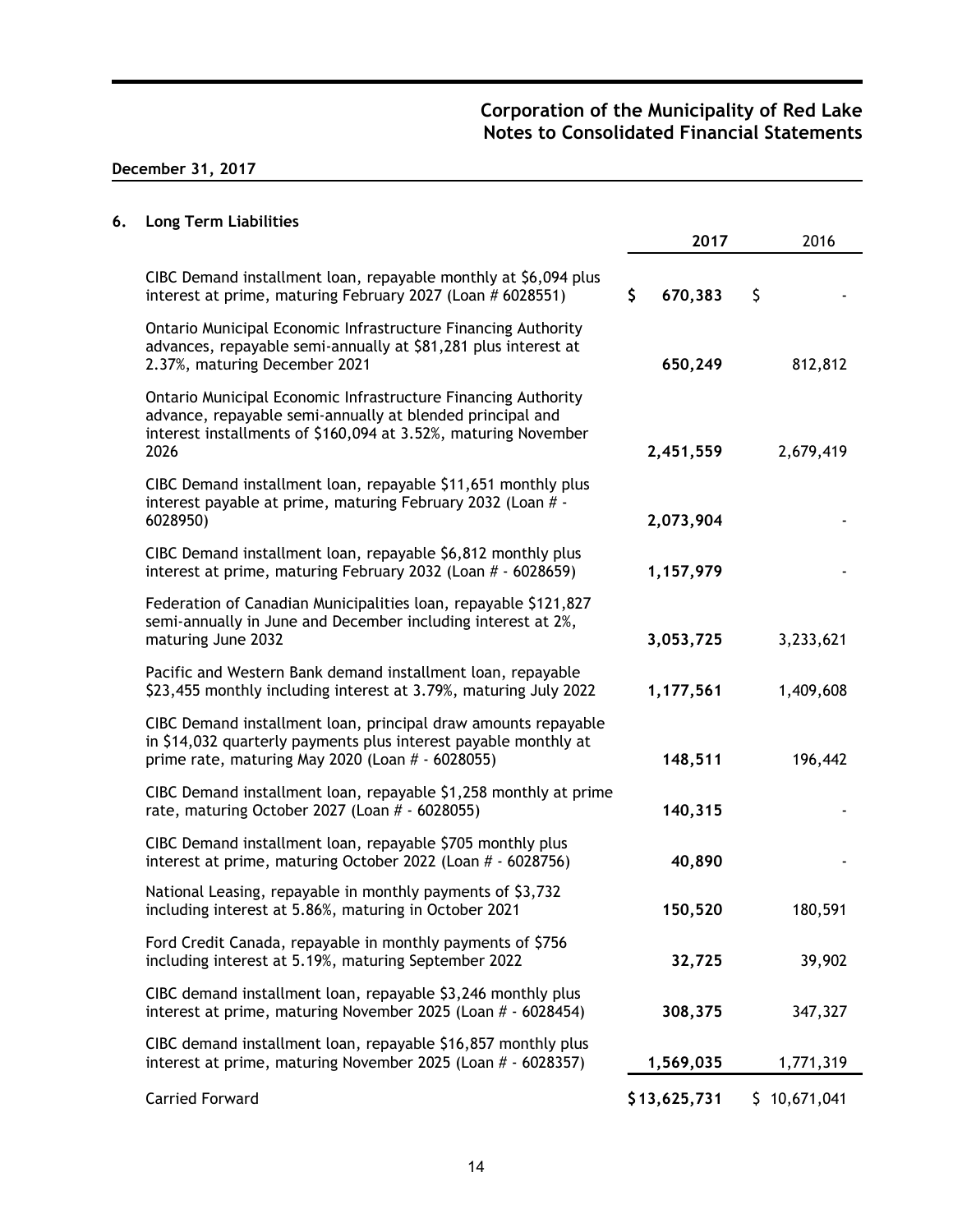**Corporation of the Municipality of Red Lake**
**Notes to Consolidated Financial Statements**

**December 31, 2017**

## 6. Long Term Liabilities

| | **2017** | 2016 |
|---|---|---|
| CIBC Demand installment loan, repayable monthly at $6,094 plus interest at prime, maturing February 2027 (Loan # 6028551) | **$ 670,383** | $ - |
| Ontario Municipal Economic Infrastructure Financing Authority advances, repayable semi-annually at $81,281 plus interest at 2.37%, maturing December 2021 | **650,249** | 812,812 |
| Ontario Municipal Economic Infrastructure Financing Authority advance, repayable semi-annually at blended principal and interest installments of $160,094 at 3.52%, maturing November 2026 | **2,451,559** | 2,679,419 |
| CIBC Demand installment loan, repayable $11,651 monthly plus interest payable at prime, maturing February 2032 (Loan # - 6028950) | **2,073,904** | - |
| CIBC Demand installment loan, repayable $6,812 monthly plus interest at prime, maturing February 2032 (Loan # - 6028659) | **1,157,979** | - |
| Federation of Canadian Municipalities loan, repayable $121,827 semi-annually in June and December including interest at 2%, maturing June 2032 | **3,053,725** | 3,233,621 |
| Pacific and Western Bank demand installment loan, repayable $23,455 monthly including interest at 3.79%, maturing July 2022 | **1,177,561** | 1,409,608 |
| CIBC Demand installment loan, principal draw amounts repayable in $14,032 quarterly payments plus interest payable monthly at prime rate, maturing May 2020 (Loan # - 6028055) | **148,511** | 196,442 |
| CIBC Demand installment loan, repayable $1,258 monthly at prime rate, maturing October 2027 (Loan # - 6028055) | **140,315** | - |
| CIBC Demand installment loan, repayable $705 monthly plus interest at prime, maturing October 2022 (Loan # - 6028756) | **40,890** | - |
| National Leasing, repayable in monthly payments of $3,732 including interest at 5.86%, maturing in October 2021 | **150,520** | 180,591 |
| Ford Credit Canada, repayable in monthly payments of $756 including interest at 5.19%, maturing September 2022 | **32,725** | 39,902 |
| CIBC demand installment loan, repayable $3,246 monthly plus interest at prime, maturing November 2025 (Loan # - 6028454) | **308,375** | 347,327 |
| CIBC demand installment loan, repayable $16,857 monthly plus interest at prime, maturing November 2025 (Loan # - 6028357) | **1,569,035** | 1,771,319 |
| Carried Forward | **$13,625,731** | $ 10,671,041 |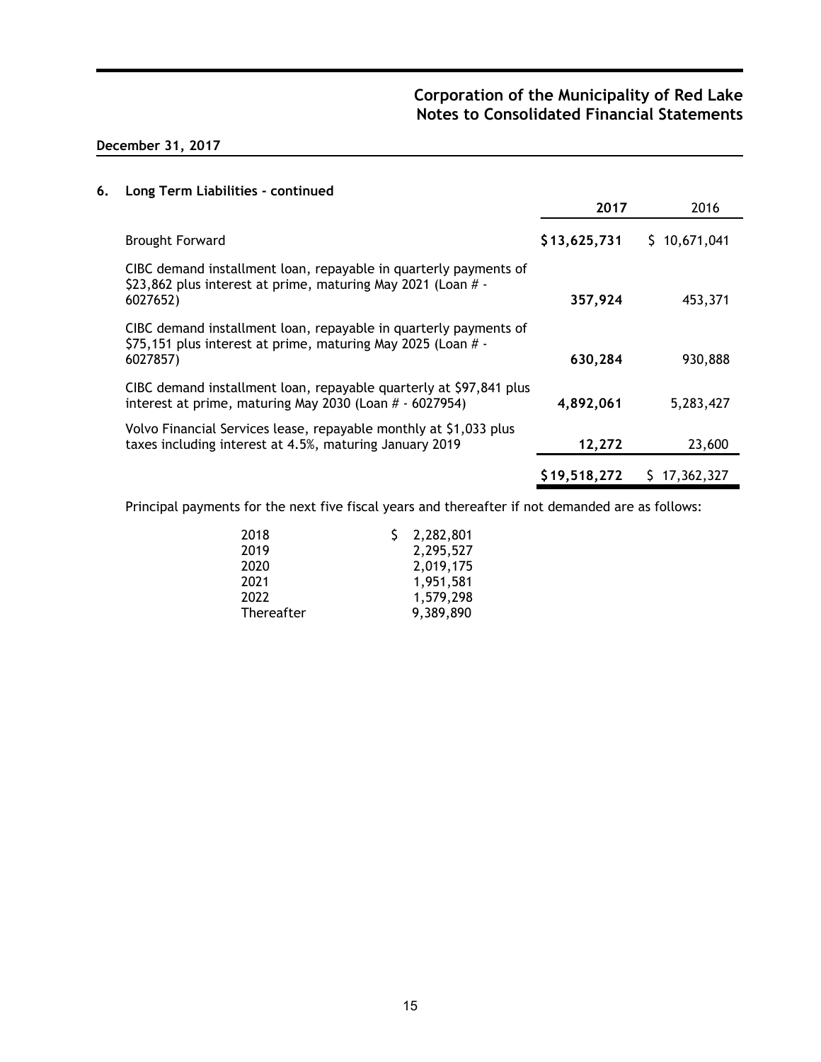## 6. Long Term Liabilities - continued

| | **2017** | 2016 |
|---|---|---|
| Brought Forward | **$13,625,731** | $ 10,671,041 |
| CIBC demand installment loan, repayable in quarterly payments of $23,862 plus interest at prime, maturing May 2021 (Loan # - 6027652) | **357,924** | 453,371 |
| CIBC demand installment loan, repayable in quarterly payments of $75,151 plus interest at prime, maturing May 2025 (Loan # - 6027857) | **630,284** | 930,888 |
| CIBC demand installment loan, repayable quarterly at $97,841 plus interest at prime, maturing May 2030 (Loan # - 6027954) | **4,892,061** | 5,283,427 |
| Volvo Financial Services lease, repayable monthly at $1,033 plus taxes including interest at 4.5%, maturing January 2019 | **12,272** | 23,600 |
| | **$19,518,272** | $ 17,362,327 |

Principal payments for the next five fiscal years and thereafter if not demanded are as follows:

| | |
|---|---|
| 2018 | $ 2,282,801 |
| 2019 | 2,295,527 |
| 2020 | 2,019,175 |
| 2021 | 1,951,581 |
| 2022 | 1,579,298 |
| Thereafter | 9,389,890 |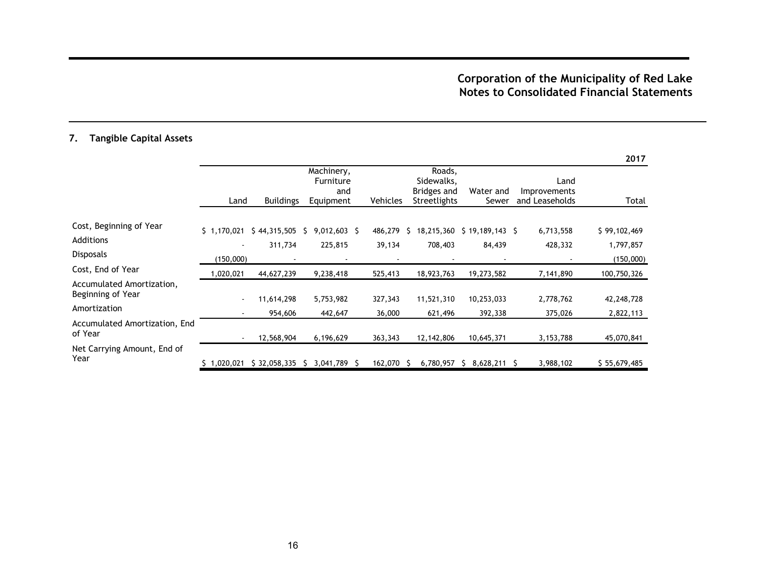## 7. Tangible Capital Assets

| | | | | | | | | 2017 |
|---|---|---|---|---|---|---|---|---|
| | Land | Buildings | Machinery, Furniture and Equipment | Vehicles | Roads, Sidewalks, Bridges and Streetlights | Water and Sewer | Land Improvements and Leaseholds | Total |
| Cost, Beginning of Year | $ 1,170,021 | $ 44,315,505 | $ 9,012,603 | $ 486,279 | $ 18,215,360 | $ 19,189,143 | $ 6,713,558 | $ 99,102,469 |
| Additions | - | 311,734 | 225,815 | 39,134 | 708,403 | 84,439 | 428,332 | 1,797,857 |
| Disposals | (150,000) | - | - | - | - | - | - | (150,000) |
| Cost, End of Year | 1,020,021 | 44,627,239 | 9,238,418 | 525,413 | 18,923,763 | 19,273,582 | 7,141,890 | 100,750,326 |
| Accumulated Amortization, Beginning of Year | - | 11,614,298 | 5,753,982 | 327,343 | 11,521,310 | 10,253,033 | 2,778,762 | 42,248,728 |
| Amortization | - | 954,606 | 442,647 | 36,000 | 621,496 | 392,338 | 375,026 | 2,822,113 |
| Accumulated Amortization, End of Year | - | 12,568,904 | 6,196,629 | 363,343 | 12,142,806 | 10,645,371 | 3,153,788 | 45,070,841 |
| Net Carrying Amount, End of Year | $ 1,020,021 | $ 32,058,335 | $ 3,041,789 | $ 162,070 | $ 6,780,957 | $ 8,628,211 | $ 3,988,102 | $ 55,679,485 |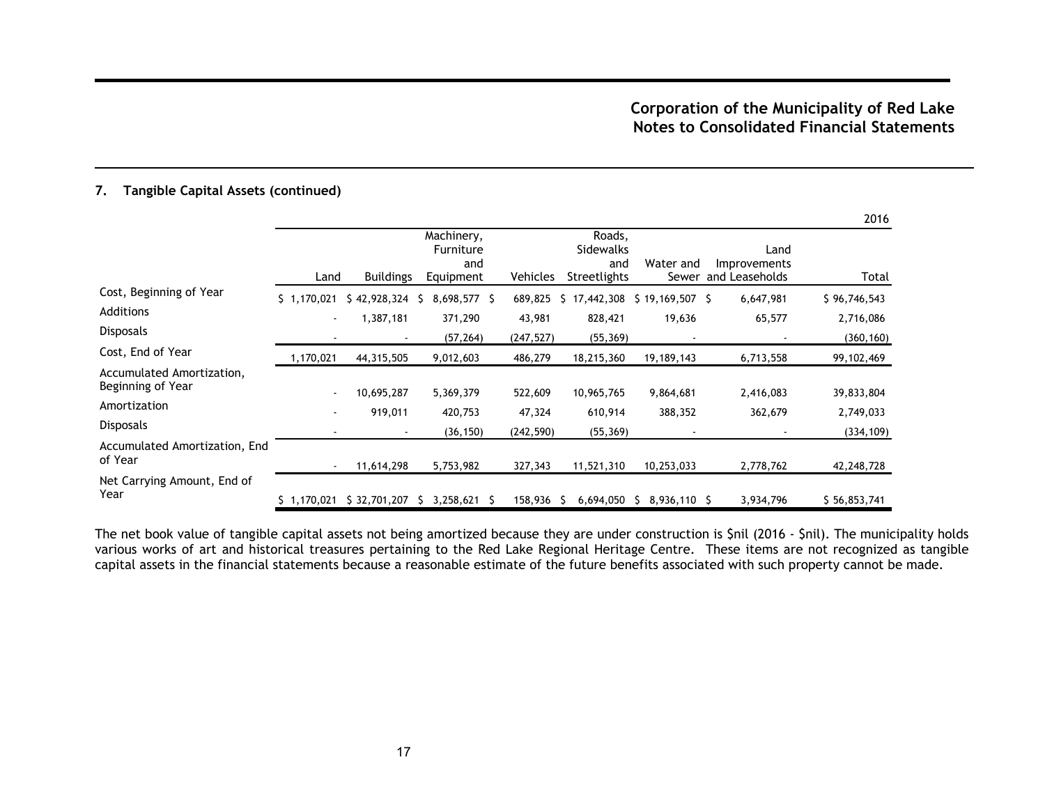### 7. Tangible Capital Assets (continued)

| | | | | | | | | 2016 |
|---|---|---|---|---|---|---|---|---|
| | Land | Buildings | Machinery, Furniture and Equipment | Vehicles | Roads, Sidewalks and Streetlights | Water and Sewer | Land Improvements and Leaseholds | Total |
| Cost, Beginning of Year | $ 1,170,021 | $ 42,928,324 | $ 8,698,577 | $ 689,825 | $ 17,442,308 | $ 19,169,507 | $ 6,647,981 | $ 96,746,543 |
| Additions | - | 1,387,181 | 371,290 | 43,981 | 828,421 | 19,636 | 65,577 | 2,716,086 |
| Disposals | - | - | (57,264) | (247,527) | (55,369) | - | - | (360,160) |
| Cost, End of Year | 1,170,021 | 44,315,505 | 9,012,603 | 486,279 | 18,215,360 | 19,189,143 | 6,713,558 | 99,102,469 |
| Accumulated Amortization, Beginning of Year | - | 10,695,287 | 5,369,379 | 522,609 | 10,965,765 | 9,864,681 | 2,416,083 | 39,833,804 |
| Amortization | - | 919,011 | 420,753 | 47,324 | 610,914 | 388,352 | 362,679 | 2,749,033 |
| Disposals | - | - | (36,150) | (242,590) | (55,369) | - | - | (334,109) |
| Accumulated Amortization, End of Year | - | 11,614,298 | 5,753,982 | 327,343 | 11,521,310 | 10,253,033 | 2,778,762 | 42,248,728 |
| Net Carrying Amount, End of Year | $ 1,170,021 | $ 32,701,207 | $ 3,258,621 | $ 158,936 | $ 6,694,050 | $ 8,936,110 | $ 3,934,796 | $ 56,853,741 |

The net book value of tangible capital assets not being amortized because they are under construction is $nil (2016 - $nil). The municipality holds various works of art and historical treasures pertaining to the Red Lake Regional Heritage Centre. These items are not recognized as tangible capital assets in the financial statements because a reasonable estimate of the future benefits associated with such property cannot be made.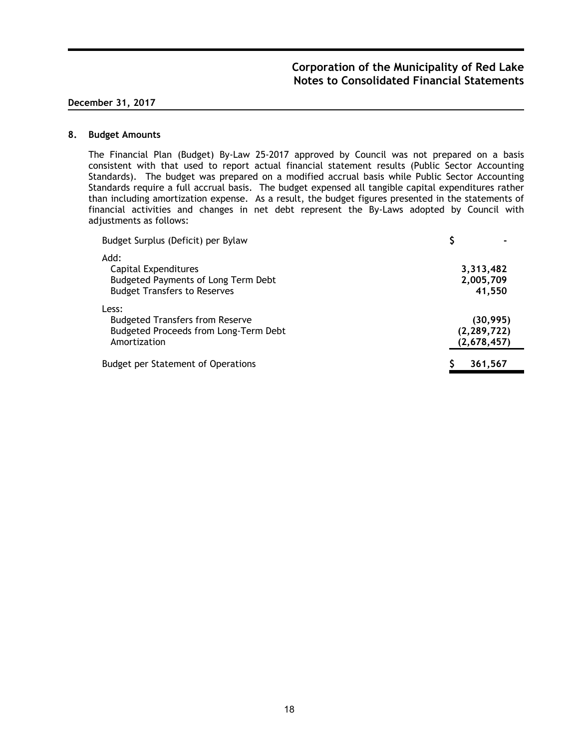# Corporation of the Municipality of Red Lake
## Notes to Consolidated Financial Statements

**December 31, 2017**

### 8. Budget Amounts

The Financial Plan (Budget) By-Law 25-2017 approved by Council was not prepared on a basis consistent with that used to report actual financial statement results (Public Sector Accounting Standards). The budget was prepared on a modified accrual basis while Public Sector Accounting Standards require a full accrual basis. The budget expensed all tangible capital expenditures rather than including amortization expense. As a result, the budget figures presented in the statements of financial activities and changes in net debt represent the By-Laws adopted by Council with adjustments as follows:

| | |
|---|---|
| Budget Surplus (Deficit) per Bylaw | $ - |
| Add: | |
| Capital Expenditures | **3,313,482** |
| Budgeted Payments of Long Term Debt | **2,005,709** |
| Budget Transfers to Reserves | **41,550** |
| Less: | |
| Budgeted Transfers from Reserve | **(30,995)** |
| Budgeted Proceeds from Long-Term Debt | **(2,289,722)** |
| Amortization | **(2,678,457)** |
| Budget per Statement of Operations | **$ 361,567** |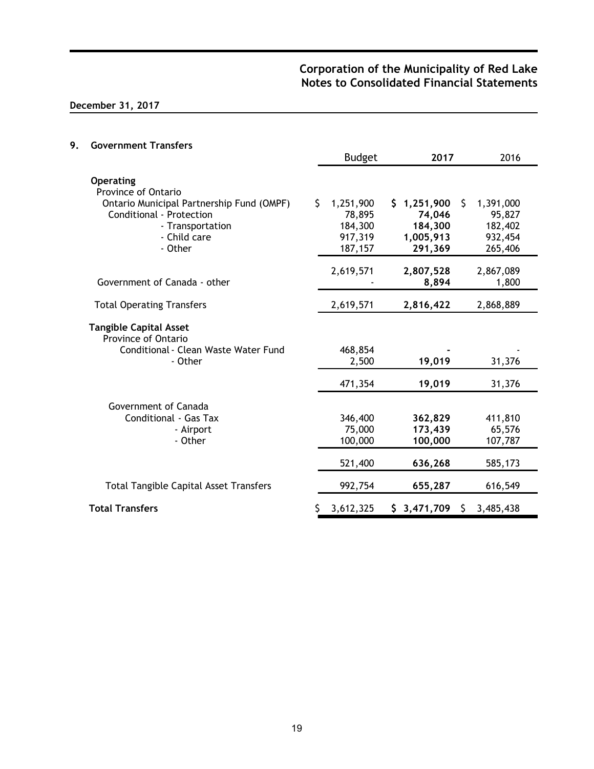**Corporation of the Municipality of Red Lake**
**Notes to Consolidated Financial Statements**

**December 31, 2017**

## 9. Government Transfers

| | Budget | **2017** | 2016 |
|---|---|---|---|
| **Operating** | | | |
| Province of Ontario | | | |
| Ontario Municipal Partnership Fund (OMPF) | $ 1,251,900 | **$ 1,251,900** | $ 1,391,000 |
| Conditional - Protection | 78,895 | **74,046** | 95,827 |
| - Transportation | 184,300 | **184,300** | 182,402 |
| - Child care | 917,319 | **1,005,913** | 932,454 |
| - Other | 187,157 | **291,369** | 265,406 |
| | 2,619,571 | **2,807,528** | 2,867,089 |
| Government of Canada - other | - | **8,894** | 1,800 |
| Total Operating Transfers | 2,619,571 | **2,816,422** | 2,868,889 |
| **Tangible Capital Asset** | | | |
| Province of Ontario | | | |
| Conditional - Clean Waste Water Fund | 468,854 | **-** | - |
| - Other | 2,500 | **19,019** | 31,376 |
| | 471,354 | **19,019** | 31,376 |
| Government of Canada | | | |
| Conditional - Gas Tax | 346,400 | **362,829** | 411,810 |
| - Airport | 75,000 | **173,439** | 65,576 |
| - Other | 100,000 | **100,000** | 107,787 |
| | 521,400 | **636,268** | 585,173 |
| Total Tangible Capital Asset Transfers | 992,754 | **655,287** | 616,549 |
| **Total Transfers** | $ 3,612,325 | **$ 3,471,709** | $ 3,485,438 |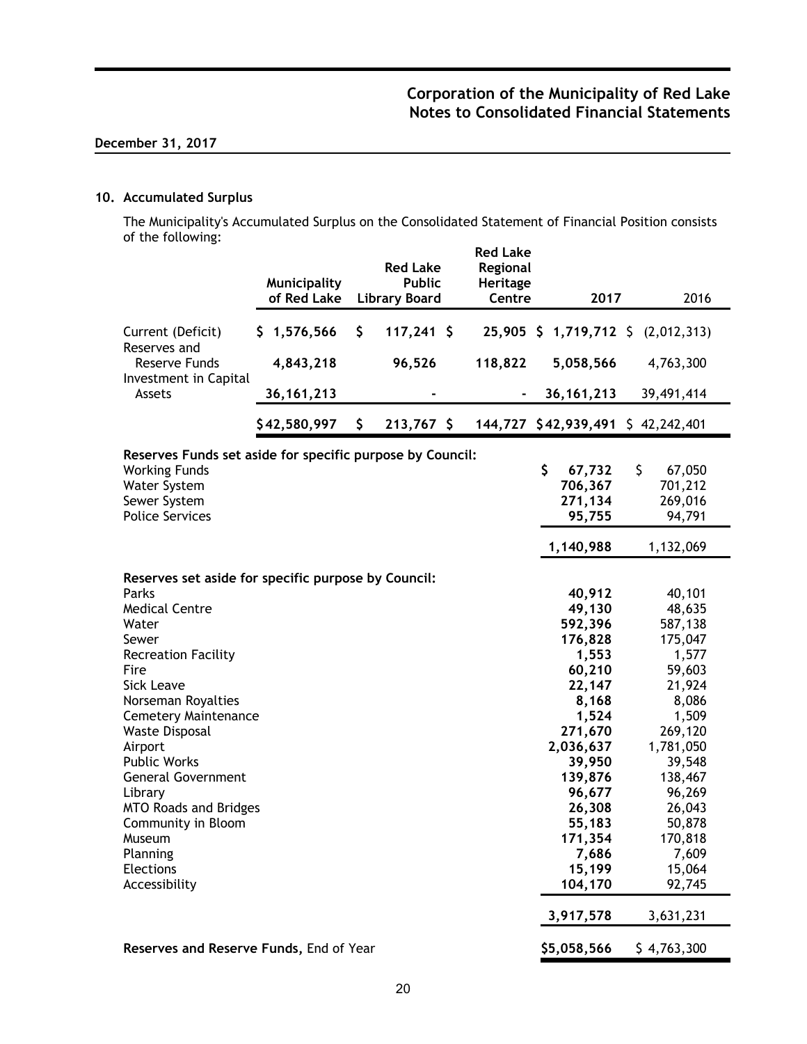**December 31, 2017**

## 10. Accumulated Surplus

The Municipality's Accumulated Surplus on the Consolidated Statement of Financial Position consists of the following:

| | Municipality of Red Lake | Red Lake Public Library Board | Red Lake Regional Heritage Centre | 2017 | 2016 |
|---|---|---|---|---|---|
| Current (Deficit) | **$ 1,576,566** | **$ 117,241** | **$ 25,905** | **$ 1,719,712** | $ (2,012,313) |
| Reserves and Reserve Funds | **4,843,218** | **96,526** | **118,822** | **5,058,566** | 4,763,300 |
| Investment in Capital Assets | **36,161,213** | **-** | **-** | **36,161,213** | 39,491,414 |
| | **$42,580,997** | **$ 213,767** | **$ 144,727** | **$42,939,491** | $ 42,242,401 |

| | 2017 | 2016 |
|---|---|---|
| **Reserves Funds set aside for specific purpose by Council:** | | |
| Working Funds | **$ 67,732** | $ 67,050 |
| Water System | **706,367** | 701,212 |
| Sewer System | **271,134** | 269,016 |
| Police Services | **95,755** | 94,791 |
| | **1,140,988** | 1,132,069 |
| **Reserves set aside for specific purpose by Council:** | | |
| Parks | **40,912** | 40,101 |
| Medical Centre | **49,130** | 48,635 |
| Water | **592,396** | 587,138 |
| Sewer | **176,828** | 175,047 |
| Recreation Facility | **1,553** | 1,577 |
| Fire | **60,210** | 59,603 |
| Sick Leave | **22,147** | 21,924 |
| Norseman Royalties | **8,168** | 8,086 |
| Cemetery Maintenance | **1,524** | 1,509 |
| Waste Disposal | **271,670** | 269,120 |
| Airport | **2,036,637** | 1,781,050 |
| Public Works | **39,950** | 39,548 |
| General Government | **139,876** | 138,467 |
| Library | **96,677** | 96,269 |
| MTO Roads and Bridges | **26,308** | 26,043 |
| Community in Bloom | **55,183** | 50,878 |
| Museum | **171,354** | 170,818 |
| Planning | **7,686** | 7,609 |
| Elections | **15,199** | 15,064 |
| Accessibility | **104,170** | 92,745 |
| | **3,917,578** | 3,631,231 |
| **Reserves and Reserve Funds,** End of Year | **$5,058,566** | $ 4,763,300 |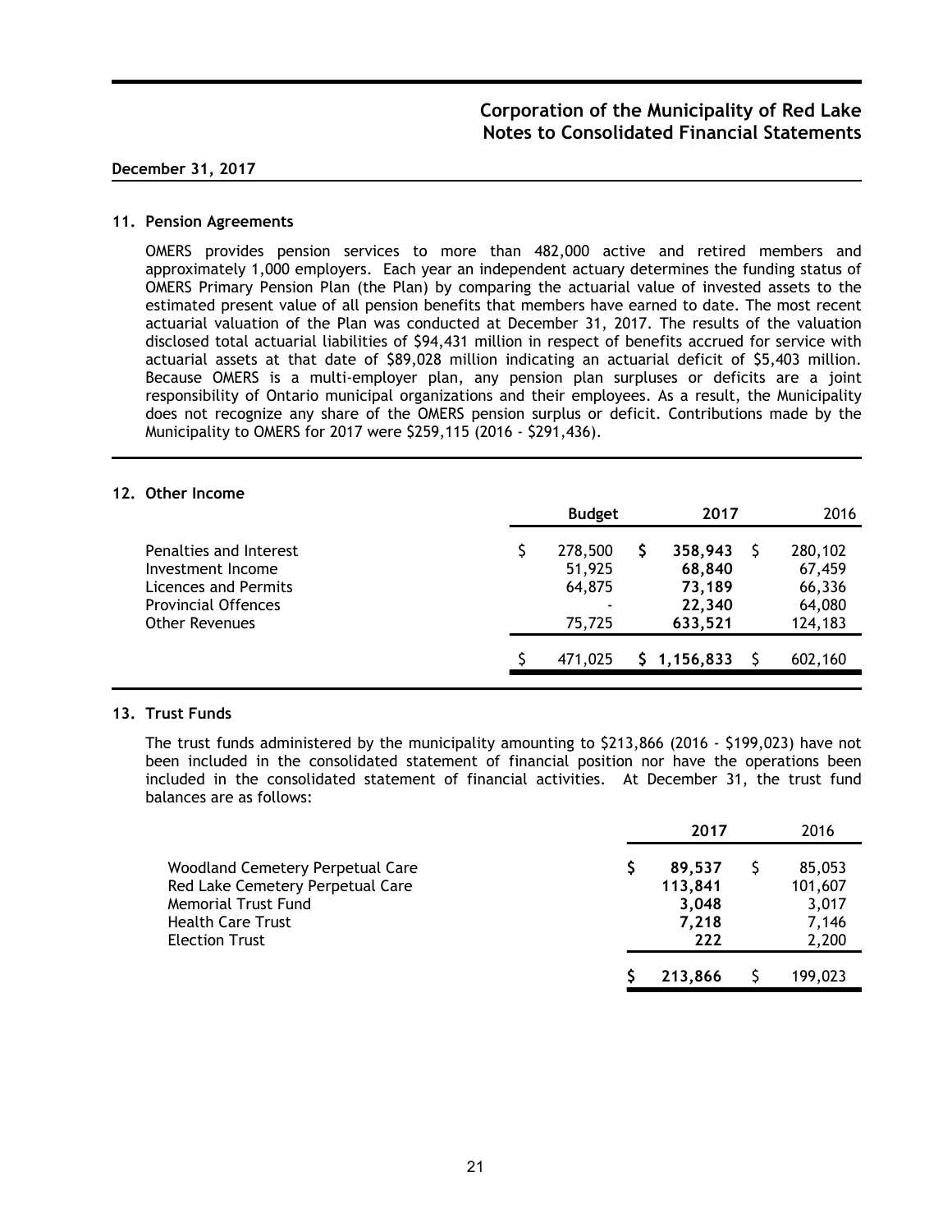## 11. Pension Agreements

OMERS provides pension services to more than 482,000 active and retired members and approximately 1,000 employers. Each year an independent actuary determines the funding status of OMERS Primary Pension Plan (the Plan) by comparing the actuarial value of invested assets to the estimated present value of all pension benefits that members have earned to date. The most recent actuarial valuation of the Plan was conducted at December 31, 2017. The results of the valuation disclosed total actuarial liabilities of $94,431 million in respect of benefits accrued for service with actuarial assets at that date of $89,028 million indicating an actuarial deficit of $5,403 million. Because OMERS is a multi-employer plan, any pension plan surpluses or deficits are a joint responsibility of Ontario municipal organizations and their employees. As a result, the Municipality does not recognize any share of the OMERS pension surplus or deficit. Contributions made by the Municipality to OMERS for 2017 were $259,115 (2016 - $291,436).

## 12. Other Income

| | Budget | 2017 | 2016 |
|---|---|---|---|
| Penalties and Interest | $ 278,500 | $ **358,943** | $ 280,102 |
| Investment Income | 51,925 | **68,840** | 67,459 |
| Licences and Permits | 64,875 | **73,189** | 66,336 |
| Provincial Offences | - | **22,340** | 64,080 |
| Other Revenues | 75,725 | **633,521** | 124,183 |
| | $ 471,025 | $ **1,156,833** | $ 602,160 |

## 13. Trust Funds

The trust funds administered by the municipality amounting to $213,866 (2016 - $199,023) have not been included in the consolidated statement of financial position nor have the operations been included in the consolidated statement of financial activities. At December 31, the trust fund balances are as follows:

| | 2017 | 2016 |
|---|---|---|
| Woodland Cemetery Perpetual Care | $ **89,537** | $ 85,053 |
| Red Lake Cemetery Perpetual Care | **113,841** | 101,607 |
| Memorial Trust Fund | **3,048** | 3,017 |
| Health Care Trust | **7,218** | 7,146 |
| Election Trust | **222** | 2,200 |
| | $ **213,866** | $ 199,023 |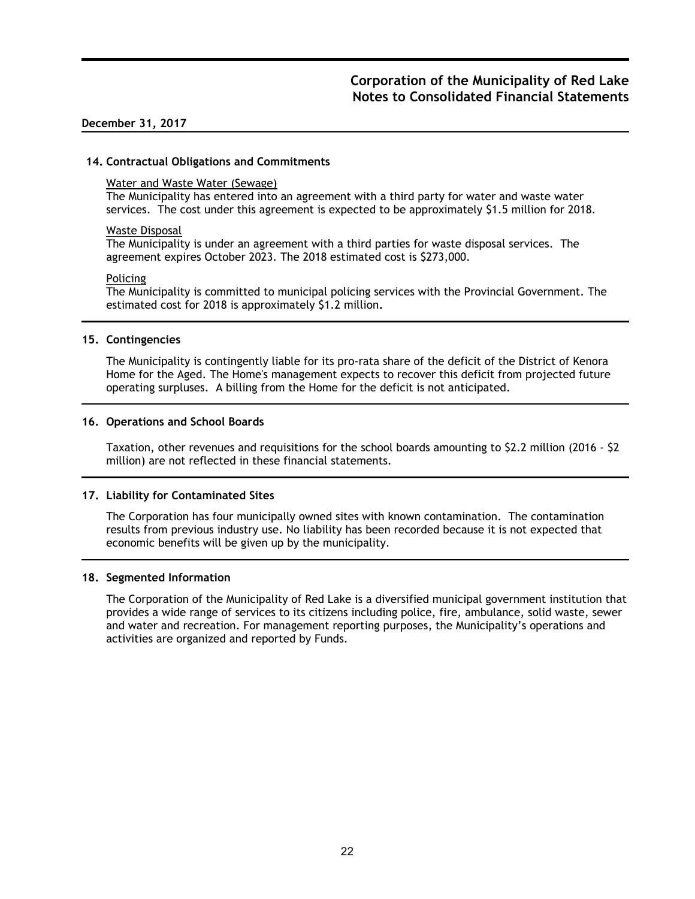**December 31, 2017**

### 14. Contractual Obligations and Commitments

Water and Waste Water (Sewage)

The Municipality has entered into an agreement with a third party for water and waste water services. The cost under this agreement is expected to be approximately $1.5 million for 2018.

Waste Disposal

The Municipality is under an agreement with a third parties for waste disposal services. The agreement expires October 2023. The 2018 estimated cost is $273,000.

Policing

The Municipality is committed to municipal policing services with the Provincial Government. The estimated cost for 2018 is approximately $1.2 million.

### 15. Contingencies

The Municipality is contingently liable for its pro-rata share of the deficit of the District of Kenora Home for the Aged. The Home's management expects to recover this deficit from projected future operating surpluses. A billing from the Home for the deficit is not anticipated.

### 16. Operations and School Boards

Taxation, other revenues and requisitions for the school boards amounting to $2.2 million (2016 - $2 million) are not reflected in these financial statements.

### 17. Liability for Contaminated Sites

The Corporation has four municipally owned sites with known contamination. The contamination results from previous industry use. No liability has been recorded because it is not expected that economic benefits will be given up by the municipality.

### 18. Segmented Information

The Corporation of the Municipality of Red Lake is a diversified municipal government institution that provides a wide range of services to its citizens including police, fire, ambulance, solid waste, sewer and water and recreation. For management reporting purposes, the Municipality's operations and activities are organized and reported by Funds.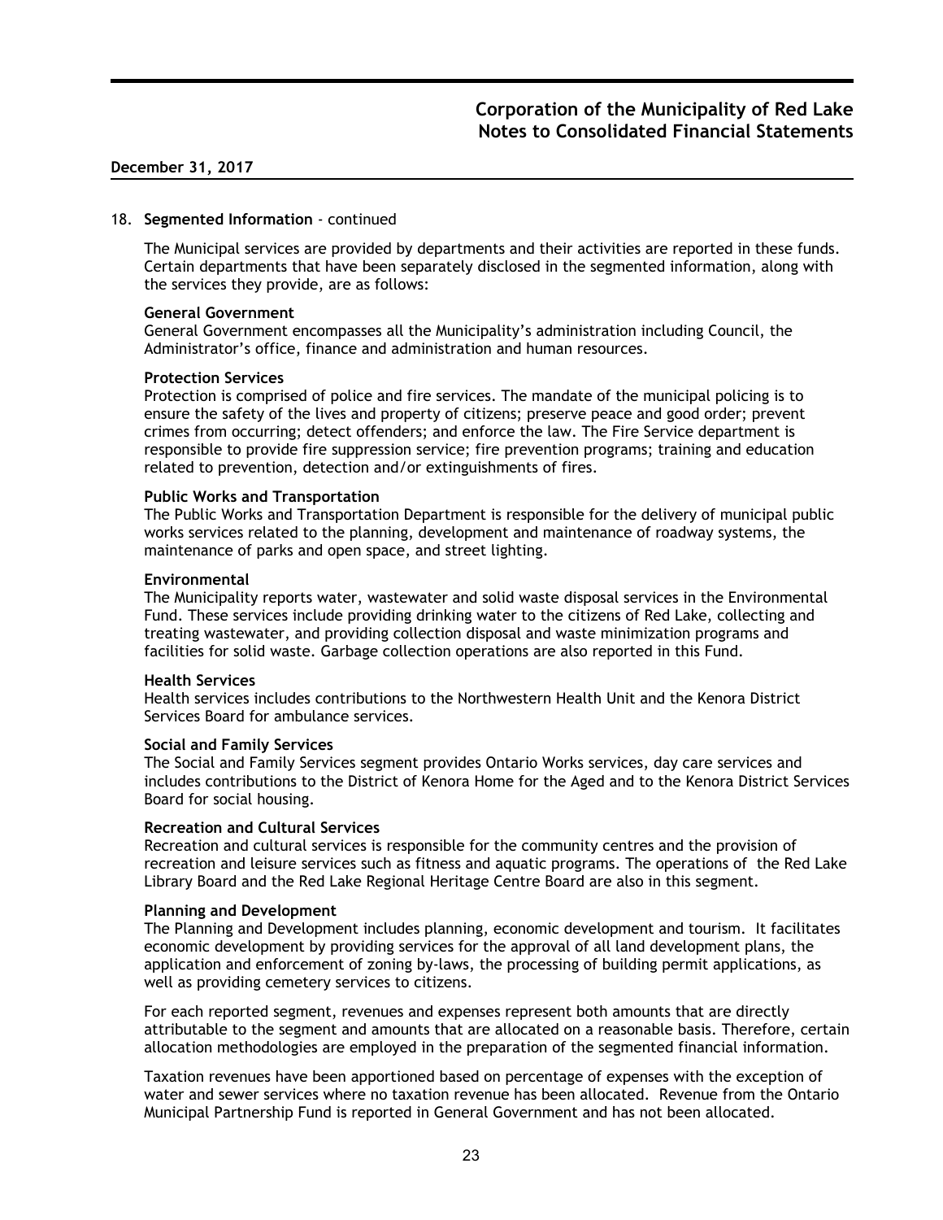**December 31, 2017**

18. **Segmented Information** - continued

The Municipal services are provided by departments and their activities are reported in these funds. Certain departments that have been separately disclosed in the segmented information, along with the services they provide, are as follows:

**General Government**
General Government encompasses all the Municipality's administration including Council, the Administrator's office, finance and administration and human resources.

**Protection Services**
Protection is comprised of police and fire services. The mandate of the municipal policing is to ensure the safety of the lives and property of citizens; preserve peace and good order; prevent crimes from occurring; detect offenders; and enforce the law. The Fire Service department is responsible to provide fire suppression service; fire prevention programs; training and education related to prevention, detection and/or extinguishments of fires.

**Public Works and Transportation**
The Public Works and Transportation Department is responsible for the delivery of municipal public works services related to the planning, development and maintenance of roadway systems, the maintenance of parks and open space, and street lighting.

**Environmental**
The Municipality reports water, wastewater and solid waste disposal services in the Environmental Fund. These services include providing drinking water to the citizens of Red Lake, collecting and treating wastewater, and providing collection disposal and waste minimization programs and facilities for solid waste. Garbage collection operations are also reported in this Fund.

**Health Services**
Health services includes contributions to the Northwestern Health Unit and the Kenora District Services Board for ambulance services.

**Social and Family Services**
The Social and Family Services segment provides Ontario Works services, day care services and includes contributions to the District of Kenora Home for the Aged and to the Kenora District Services Board for social housing.

**Recreation and Cultural Services**
Recreation and cultural services is responsible for the community centres and the provision of recreation and leisure services such as fitness and aquatic programs. The operations of the Red Lake Library Board and the Red Lake Regional Heritage Centre Board are also in this segment.

**Planning and Development**
The Planning and Development includes planning, economic development and tourism. It facilitates economic development by providing services for the approval of all land development plans, the application and enforcement of zoning by-laws, the processing of building permit applications, as well as providing cemetery services to citizens.

For each reported segment, revenues and expenses represent both amounts that are directly attributable to the segment and amounts that are allocated on a reasonable basis. Therefore, certain allocation methodologies are employed in the preparation of the segmented financial information.

Taxation revenues have been apportioned based on percentage of expenses with the exception of water and sewer services where no taxation revenue has been allocated. Revenue from the Ontario Municipal Partnership Fund is reported in General Government and has not been allocated.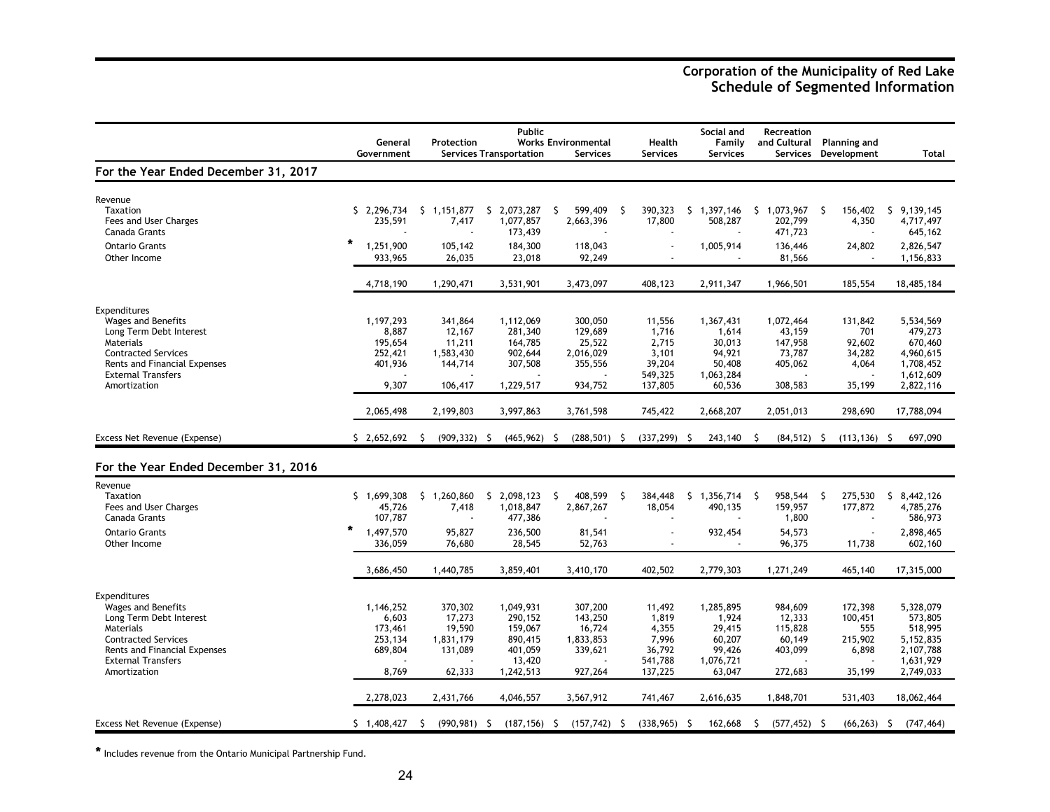# Corporation of the Municipality of Red Lake
## Schedule of Segmented Information

| | General Government | Protection Services | Public Works Transportation | Environmental Services | Health Services | Social and Family Services | Recreation and Cultural Services | Planning and Development | Total |
|---|---|---|---|---|---|---|---|---|---|
| **For the Year Ended December 31, 2017** | | | | | | | | | |
| Revenue | | | | | | | | | |
| Taxation | $ 2,296,734 | $ 1,151,877 | $ 2,073,287 | $ 599,409 | $ 390,323 | $ 1,397,146 | $ 1,073,967 | $ 156,402 | $ 9,139,145 |
| Fees and User Charges | 235,591 | 7,417 | 1,077,857 | 2,663,396 | 17,800 | 508,287 | 202,799 | 4,350 | 4,717,497 |
| Canada Grants | - | - | 173,439 | - | - | - | 471,723 | - | 645,162 |
| Ontario Grants * | 1,251,900 | 105,142 | 184,300 | 118,043 | - | 1,005,914 | 136,446 | 24,802 | 2,826,547 |
| Other Income | 933,965 | 26,035 | 23,018 | 92,249 | - | - | 81,566 | - | 1,156,833 |
| | 4,718,190 | 1,290,471 | 3,531,901 | 3,473,097 | 408,123 | 2,911,347 | 1,966,501 | 185,554 | 18,485,184 |
| Expenditures | | | | | | | | | |
| Wages and Benefits | 1,197,293 | 341,864 | 1,112,069 | 300,050 | 11,556 | 1,367,431 | 1,072,464 | 131,842 | 5,534,569 |
| Long Term Debt Interest | 8,887 | 12,167 | 281,340 | 129,689 | 1,716 | 1,614 | 43,159 | 701 | 479,273 |
| Materials | 195,654 | 11,211 | 164,785 | 25,522 | 2,715 | 30,013 | 147,958 | 92,602 | 670,460 |
| Contracted Services | 252,421 | 1,583,430 | 902,644 | 2,016,029 | 3,101 | 94,921 | 73,787 | 34,282 | 4,960,615 |
| Rents and Financial Expenses | 401,936 | 144,714 | 307,508 | 355,556 | 39,204 | 50,408 | 405,062 | 4,064 | 1,708,452 |
| External Transfers | - | - | - | - | 549,325 | 1,063,284 | - | - | 1,612,609 |
| Amortization | 9,307 | 106,417 | 1,229,517 | 934,752 | 137,805 | 60,536 | 308,583 | 35,199 | 2,822,116 |
| | 2,065,498 | 2,199,803 | 3,997,863 | 3,761,598 | 745,422 | 2,668,207 | 2,051,013 | 298,690 | 17,788,094 |
| Excess Net Revenue (Expense) | $ 2,652,692 | $ (909,332) | $ (465,962) | $ (288,501) | $ (337,299) | $ 243,140 | $ (84,512) | $ (113,136) | $ 697,090 |
| **For the Year Ended December 31, 2016** | | | | | | | | | |
| Revenue | | | | | | | | | |
| Taxation | $ 1,699,308 | $ 1,260,860 | $ 2,098,123 | $ 408,599 | $ 384,448 | $ 1,356,714 | $ 958,544 | $ 275,530 | $ 8,442,126 |
| Fees and User Charges | 45,726 | 7,418 | 1,018,847 | 2,867,267 | 18,054 | 490,135 | 159,957 | 177,872 | 4,785,276 |
| Canada Grants | 107,787 | - | 477,386 | - | - | - | 1,800 | - | 586,973 |
| Ontario Grants * | 1,497,570 | 95,827 | 236,500 | 81,541 | - | 932,454 | 54,573 | - | 2,898,465 |
| Other Income | 336,059 | 76,680 | 28,545 | 52,763 | - | - | 96,375 | 11,738 | 602,160 |
| | 3,686,450 | 1,440,785 | 3,859,401 | 3,410,170 | 402,502 | 2,779,303 | 1,271,249 | 465,140 | 17,315,000 |
| Expenditures | | | | | | | | | |
| Wages and Benefits | 1,146,252 | 370,302 | 1,049,931 | 307,200 | 11,492 | 1,285,895 | 984,609 | 172,398 | 5,328,079 |
| Long Term Debt Interest | 6,603 | 17,273 | 290,152 | 143,250 | 1,819 | 1,924 | 12,333 | 100,451 | 573,805 |
| Materials | 173,461 | 19,590 | 159,067 | 16,724 | 4,355 | 29,415 | 115,828 | 555 | 518,995 |
| Contracted Services | 253,134 | 1,831,179 | 890,415 | 1,833,853 | 7,996 | 60,207 | 60,149 | 215,902 | 5,152,835 |
| Rents and Financial Expenses | 689,804 | 131,089 | 401,059 | 339,621 | 36,792 | 99,426 | 403,099 | 6,898 | 2,107,788 |
| External Transfers | - | - | 13,420 | - | 541,788 | 1,076,721 | - | - | 1,631,929 |
| Amortization | 8,769 | 62,333 | 1,242,513 | 927,264 | 137,225 | 63,047 | 272,683 | 35,199 | 2,749,033 |
| | 2,278,023 | 2,431,766 | 4,046,557 | 3,567,912 | 741,467 | 2,616,635 | 1,848,701 | 531,403 | 18,062,464 |
| Excess Net Revenue (Expense) | $ 1,408,427 | $ (990,981) | $ (187,156) | $ (157,742) | $ (338,965) | $ 162,668 | $ (577,452) | $ (66,263) | $ (747,464) |

* Includes revenue from the Ontario Municipal Partnership Fund.